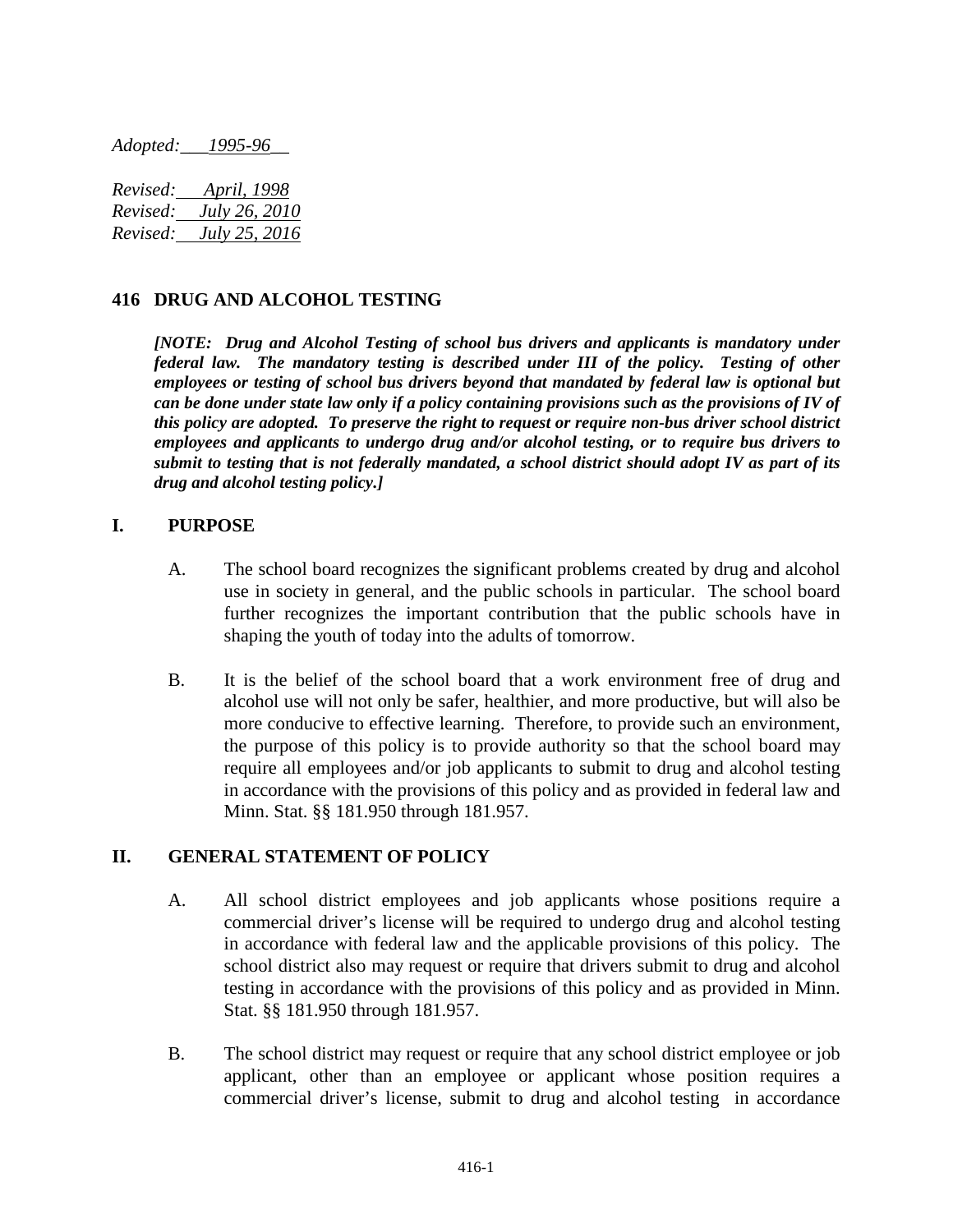*Adopted: 1995-96*

*Revised: April, 1998*
*Revised: July 26, 2010*
*Revised: July 25, 2016*

## 416 DRUG AND ALCOHOL TESTING

***[NOTE: Drug and Alcohol Testing of school bus drivers and applicants is mandatory under federal law. The mandatory testing is described under III of the policy. Testing of other employees or testing of school bus drivers beyond that mandated by federal law is optional but can be done under state law only if a policy containing provisions such as the provisions of IV of this policy are adopted. To preserve the right to request or require non-bus driver school district employees and applicants to undergo drug and/or alcohol testing, or to require bus drivers to submit to testing that is not federally mandated, a school district should adopt IV as part of its drug and alcohol testing policy.]***

### I. PURPOSE

A. The school board recognizes the significant problems created by drug and alcohol use in society in general, and the public schools in particular. The school board further recognizes the important contribution that the public schools have in shaping the youth of today into the adults of tomorrow.

B. It is the belief of the school board that a work environment free of drug and alcohol use will not only be safer, healthier, and more productive, but will also be more conducive to effective learning. Therefore, to provide such an environment, the purpose of this policy is to provide authority so that the school board may require all employees and/or job applicants to submit to drug and alcohol testing in accordance with the provisions of this policy and as provided in federal law and Minn. Stat. §§ 181.950 through 181.957.

### II. GENERAL STATEMENT OF POLICY

A. All school district employees and job applicants whose positions require a commercial driver's license will be required to undergo drug and alcohol testing in accordance with federal law and the applicable provisions of this policy. The school district also may request or require that drivers submit to drug and alcohol testing in accordance with the provisions of this policy and as provided in Minn. Stat. §§ 181.950 through 181.957.

B. The school district may request or require that any school district employee or job applicant, other than an employee or applicant whose position requires a commercial driver's license, submit to drug and alcohol testing in accordance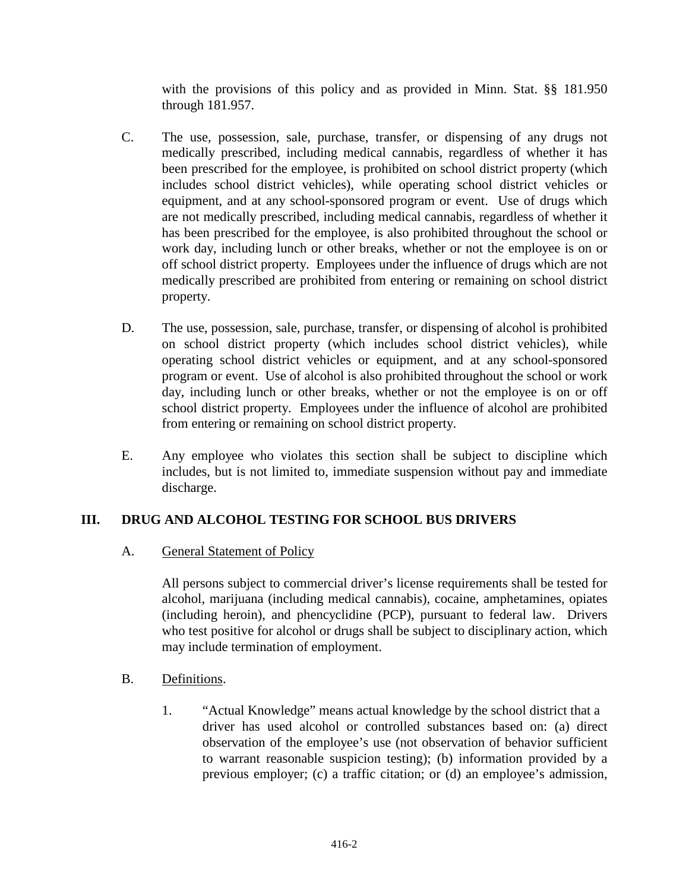with the provisions of this policy and as provided in Minn. Stat. §§ 181.950 through 181.957.

C. The use, possession, sale, purchase, transfer, or dispensing of any drugs not medically prescribed, including medical cannabis, regardless of whether it has been prescribed for the employee, is prohibited on school district property (which includes school district vehicles), while operating school district vehicles or equipment, and at any school-sponsored program or event. Use of drugs which are not medically prescribed, including medical cannabis, regardless of whether it has been prescribed for the employee, is also prohibited throughout the school or work day, including lunch or other breaks, whether or not the employee is on or off school district property. Employees under the influence of drugs which are not medically prescribed are prohibited from entering or remaining on school district property.

D. The use, possession, sale, purchase, transfer, or dispensing of alcohol is prohibited on school district property (which includes school district vehicles), while operating school district vehicles or equipment, and at any school-sponsored program or event. Use of alcohol is also prohibited throughout the school or work day, including lunch or other breaks, whether or not the employee is on or off school district property. Employees under the influence of alcohol are prohibited from entering or remaining on school district property.

E. Any employee who violates this section shall be subject to discipline which includes, but is not limited to, immediate suspension without pay and immediate discharge.

## III. DRUG AND ALCOHOL TESTING FOR SCHOOL BUS DRIVERS

A. General Statement of Policy

All persons subject to commercial driver's license requirements shall be tested for alcohol, marijuana (including medical cannabis), cocaine, amphetamines, opiates (including heroin), and phencyclidine (PCP), pursuant to federal law. Drivers who test positive for alcohol or drugs shall be subject to disciplinary action, which may include termination of employment.

B. Definitions.

1. "Actual Knowledge" means actual knowledge by the school district that a driver has used alcohol or controlled substances based on: (a) direct observation of the employee's use (not observation of behavior sufficient to warrant reasonable suspicion testing); (b) information provided by a previous employer; (c) a traffic citation; or (d) an employee's admission,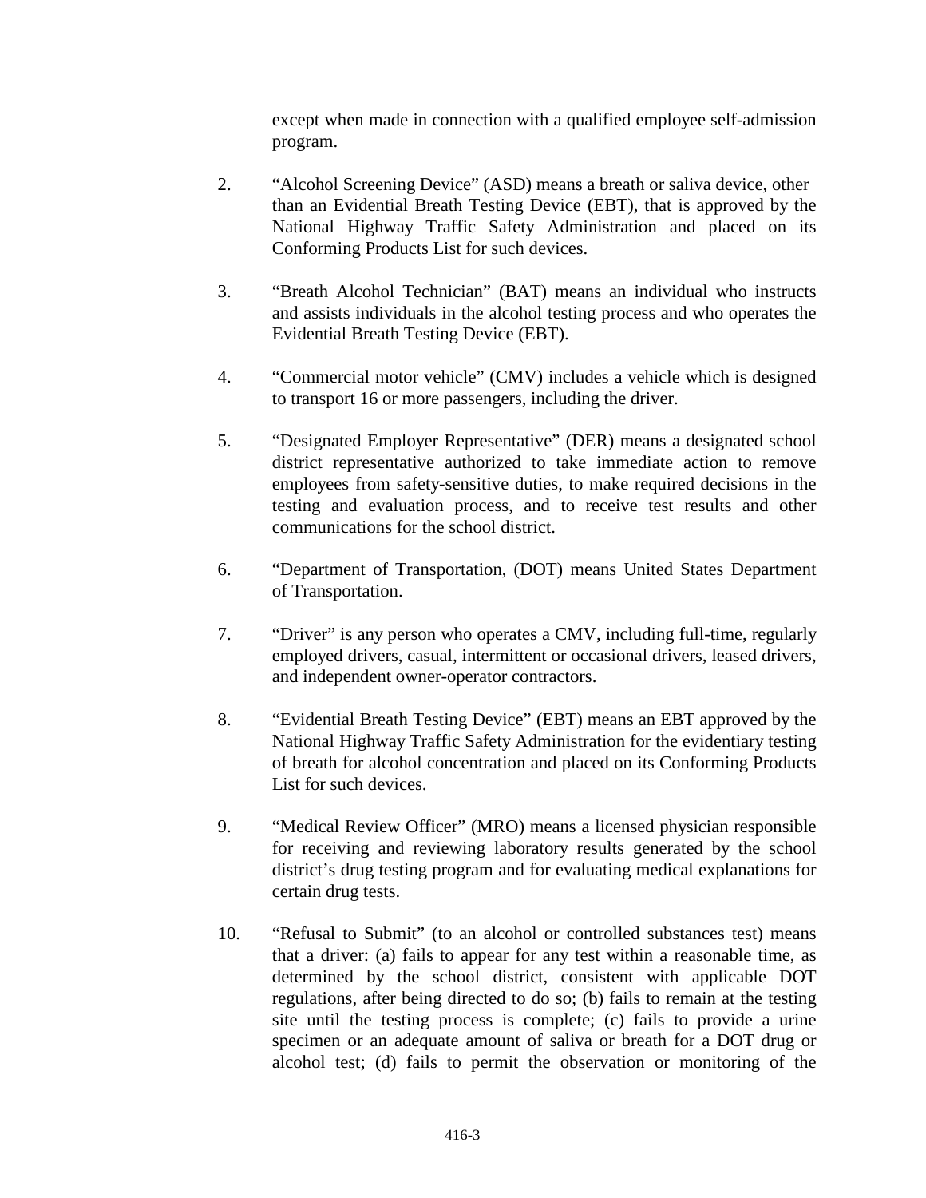except when made in connection with a qualified employee self-admission program.

2. "Alcohol Screening Device" (ASD) means a breath or saliva device, other than an Evidential Breath Testing Device (EBT), that is approved by the National Highway Traffic Safety Administration and placed on its Conforming Products List for such devices.

3. "Breath Alcohol Technician" (BAT) means an individual who instructs and assists individuals in the alcohol testing process and who operates the Evidential Breath Testing Device (EBT).

4. "Commercial motor vehicle" (CMV) includes a vehicle which is designed to transport 16 or more passengers, including the driver.

5. "Designated Employer Representative" (DER) means a designated school district representative authorized to take immediate action to remove employees from safety-sensitive duties, to make required decisions in the testing and evaluation process, and to receive test results and other communications for the school district.

6. "Department of Transportation, (DOT) means United States Department of Transportation.

7. "Driver" is any person who operates a CMV, including full-time, regularly employed drivers, casual, intermittent or occasional drivers, leased drivers, and independent owner-operator contractors.

8. "Evidential Breath Testing Device" (EBT) means an EBT approved by the National Highway Traffic Safety Administration for the evidentiary testing of breath for alcohol concentration and placed on its Conforming Products List for such devices.

9. "Medical Review Officer" (MRO) means a licensed physician responsible for receiving and reviewing laboratory results generated by the school district's drug testing program and for evaluating medical explanations for certain drug tests.

10. "Refusal to Submit" (to an alcohol or controlled substances test) means that a driver: (a) fails to appear for any test within a reasonable time, as determined by the school district, consistent with applicable DOT regulations, after being directed to do so; (b) fails to remain at the testing site until the testing process is complete; (c) fails to provide a urine specimen or an adequate amount of saliva or breath for a DOT drug or alcohol test; (d) fails to permit the observation or monitoring of the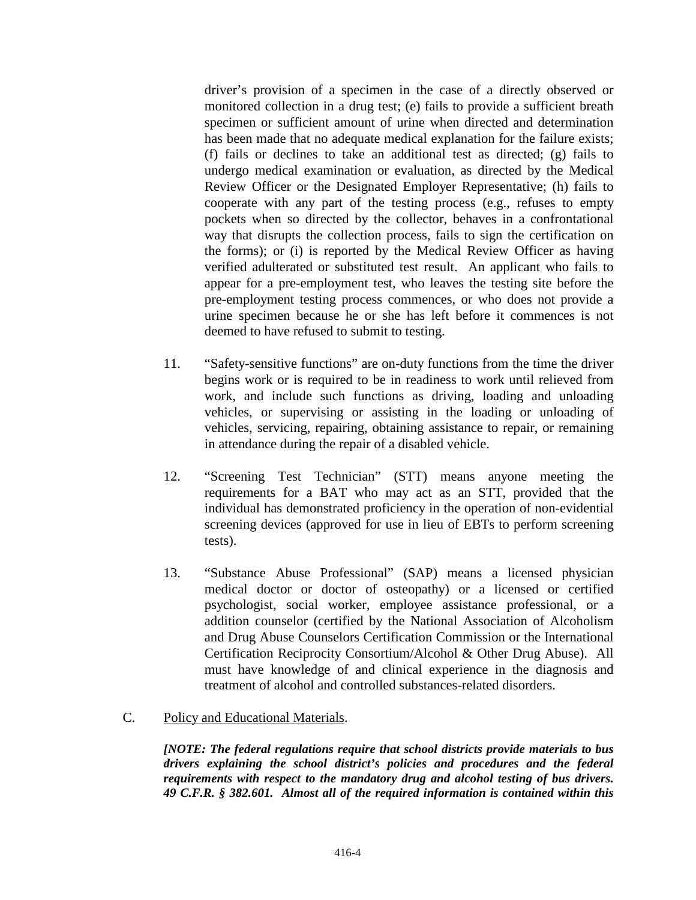driver's provision of a specimen in the case of a directly observed or monitored collection in a drug test; (e) fails to provide a sufficient breath specimen or sufficient amount of urine when directed and determination has been made that no adequate medical explanation for the failure exists; (f) fails or declines to take an additional test as directed; (g) fails to undergo medical examination or evaluation, as directed by the Medical Review Officer or the Designated Employer Representative; (h) fails to cooperate with any part of the testing process (e.g., refuses to empty pockets when so directed by the collector, behaves in a confrontational way that disrupts the collection process, fails to sign the certification on the forms); or (i) is reported by the Medical Review Officer as having verified adulterated or substituted test result. An applicant who fails to appear for a pre-employment test, who leaves the testing site before the pre-employment testing process commences, or who does not provide a urine specimen because he or she has left before it commences is not deemed to have refused to submit to testing.

11. "Safety-sensitive functions" are on-duty functions from the time the driver begins work or is required to be in readiness to work until relieved from work, and include such functions as driving, loading and unloading vehicles, or supervising or assisting in the loading or unloading of vehicles, servicing, repairing, obtaining assistance to repair, or remaining in attendance during the repair of a disabled vehicle.

12. "Screening Test Technician" (STT) means anyone meeting the requirements for a BAT who may act as an STT, provided that the individual has demonstrated proficiency in the operation of non-evidential screening devices (approved for use in lieu of EBTs to perform screening tests).

13. "Substance Abuse Professional" (SAP) means a licensed physician medical doctor or doctor of osteopathy) or a licensed or certified psychologist, social worker, employee assistance professional, or a addition counselor (certified by the National Association of Alcoholism and Drug Abuse Counselors Certification Commission or the International Certification Reciprocity Consortium/Alcohol & Other Drug Abuse). All must have knowledge of and clinical experience in the diagnosis and treatment of alcohol and controlled substances-related disorders.

C. Policy and Educational Materials.

***[NOTE: The federal regulations require that school districts provide materials to bus drivers explaining the school district's policies and procedures and the federal requirements with respect to the mandatory drug and alcohol testing of bus drivers. 49 C.F.R. § 382.601. Almost all of the required information is contained within this***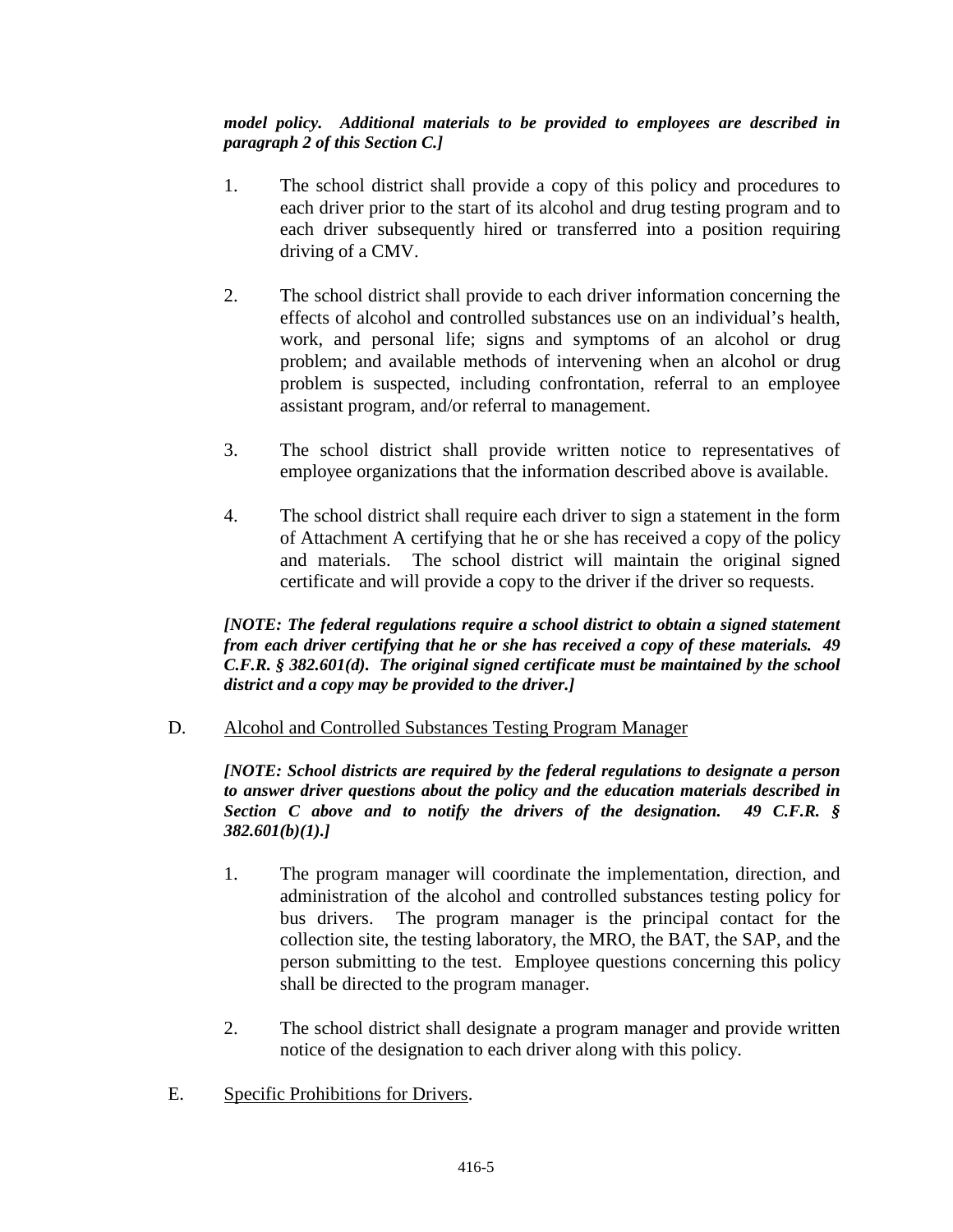***model policy. Additional materials to be provided to employees are described in paragraph 2 of this Section C.]***

1. The school district shall provide a copy of this policy and procedures to each driver prior to the start of its alcohol and drug testing program and to each driver subsequently hired or transferred into a position requiring driving of a CMV.

2. The school district shall provide to each driver information concerning the effects of alcohol and controlled substances use on an individual's health, work, and personal life; signs and symptoms of an alcohol or drug problem; and available methods of intervening when an alcohol or drug problem is suspected, including confrontation, referral to an employee assistant program, and/or referral to management.

3. The school district shall provide written notice to representatives of employee organizations that the information described above is available.

4. The school district shall require each driver to sign a statement in the form of Attachment A certifying that he or she has received a copy of the policy and materials. The school district will maintain the original signed certificate and will provide a copy to the driver if the driver so requests.

***[NOTE: The federal regulations require a school district to obtain a signed statement from each driver certifying that he or she has received a copy of these materials. 49 C.F.R. § 382.601(d). The original signed certificate must be maintained by the school district and a copy may be provided to the driver.]***

D. Alcohol and Controlled Substances Testing Program Manager

***[NOTE: School districts are required by the federal regulations to designate a person to answer driver questions about the policy and the education materials described in Section C above and to notify the drivers of the designation. 49 C.F.R. § 382.601(b)(1).]***

1. The program manager will coordinate the implementation, direction, and administration of the alcohol and controlled substances testing policy for bus drivers. The program manager is the principal contact for the collection site, the testing laboratory, the MRO, the BAT, the SAP, and the person submitting to the test. Employee questions concerning this policy shall be directed to the program manager.

2. The school district shall designate a program manager and provide written notice of the designation to each driver along with this policy.

E. Specific Prohibitions for Drivers.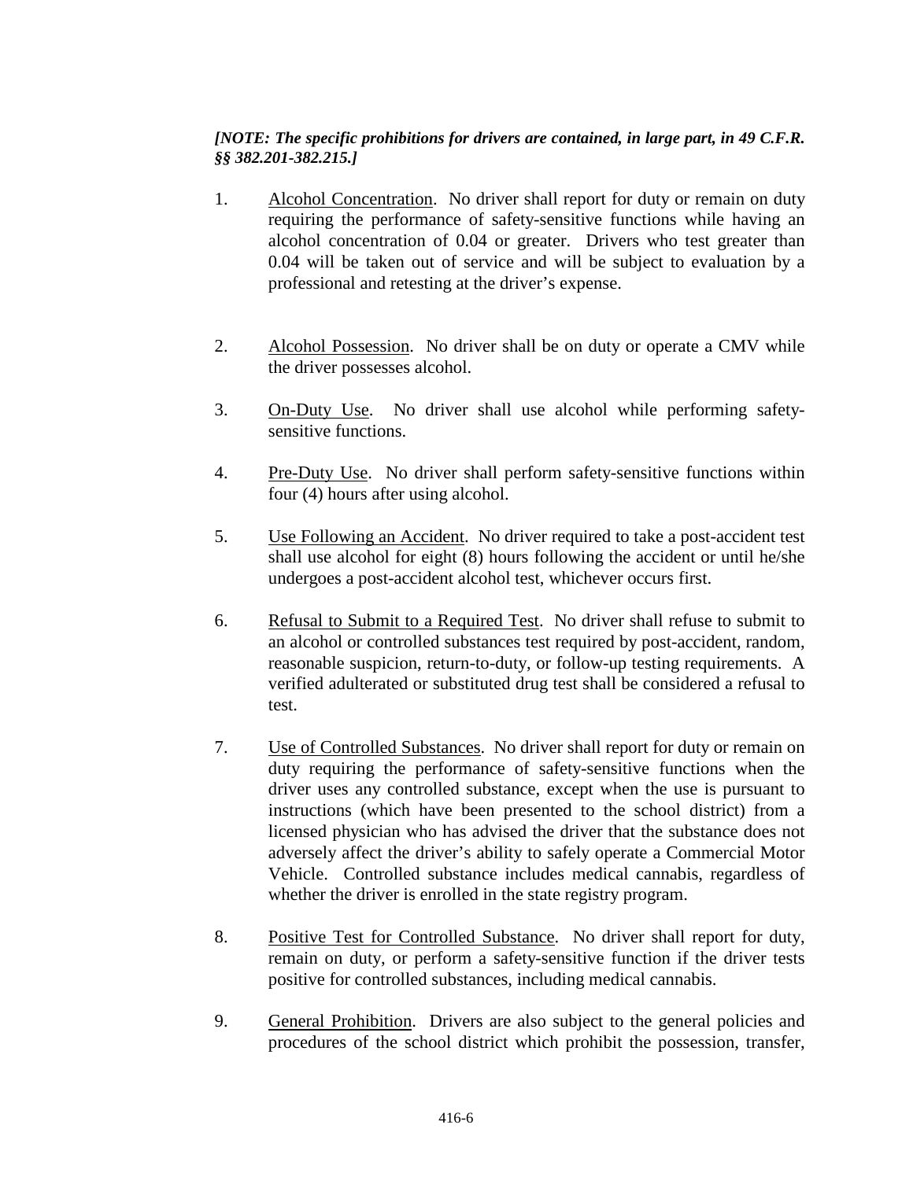***[NOTE: The specific prohibitions for drivers are contained, in large part, in 49 C.F.R. §§ 382.201-382.215.]***

1. Alcohol Concentration. No driver shall report for duty or remain on duty requiring the performance of safety-sensitive functions while having an alcohol concentration of 0.04 or greater. Drivers who test greater than 0.04 will be taken out of service and will be subject to evaluation by a professional and retesting at the driver's expense.

2. Alcohol Possession. No driver shall be on duty or operate a CMV while the driver possesses alcohol.

3. On-Duty Use. No driver shall use alcohol while performing safety-sensitive functions.

4. Pre-Duty Use. No driver shall perform safety-sensitive functions within four (4) hours after using alcohol.

5. Use Following an Accident. No driver required to take a post-accident test shall use alcohol for eight (8) hours following the accident or until he/she undergoes a post-accident alcohol test, whichever occurs first.

6. Refusal to Submit to a Required Test. No driver shall refuse to submit to an alcohol or controlled substances test required by post-accident, random, reasonable suspicion, return-to-duty, or follow-up testing requirements. A verified adulterated or substituted drug test shall be considered a refusal to test.

7. Use of Controlled Substances. No driver shall report for duty or remain on duty requiring the performance of safety-sensitive functions when the driver uses any controlled substance, except when the use is pursuant to instructions (which have been presented to the school district) from a licensed physician who has advised the driver that the substance does not adversely affect the driver's ability to safely operate a Commercial Motor Vehicle. Controlled substance includes medical cannabis, regardless of whether the driver is enrolled in the state registry program.

8. Positive Test for Controlled Substance. No driver shall report for duty, remain on duty, or perform a safety-sensitive function if the driver tests positive for controlled substances, including medical cannabis.

9. General Prohibition. Drivers are also subject to the general policies and procedures of the school district which prohibit the possession, transfer,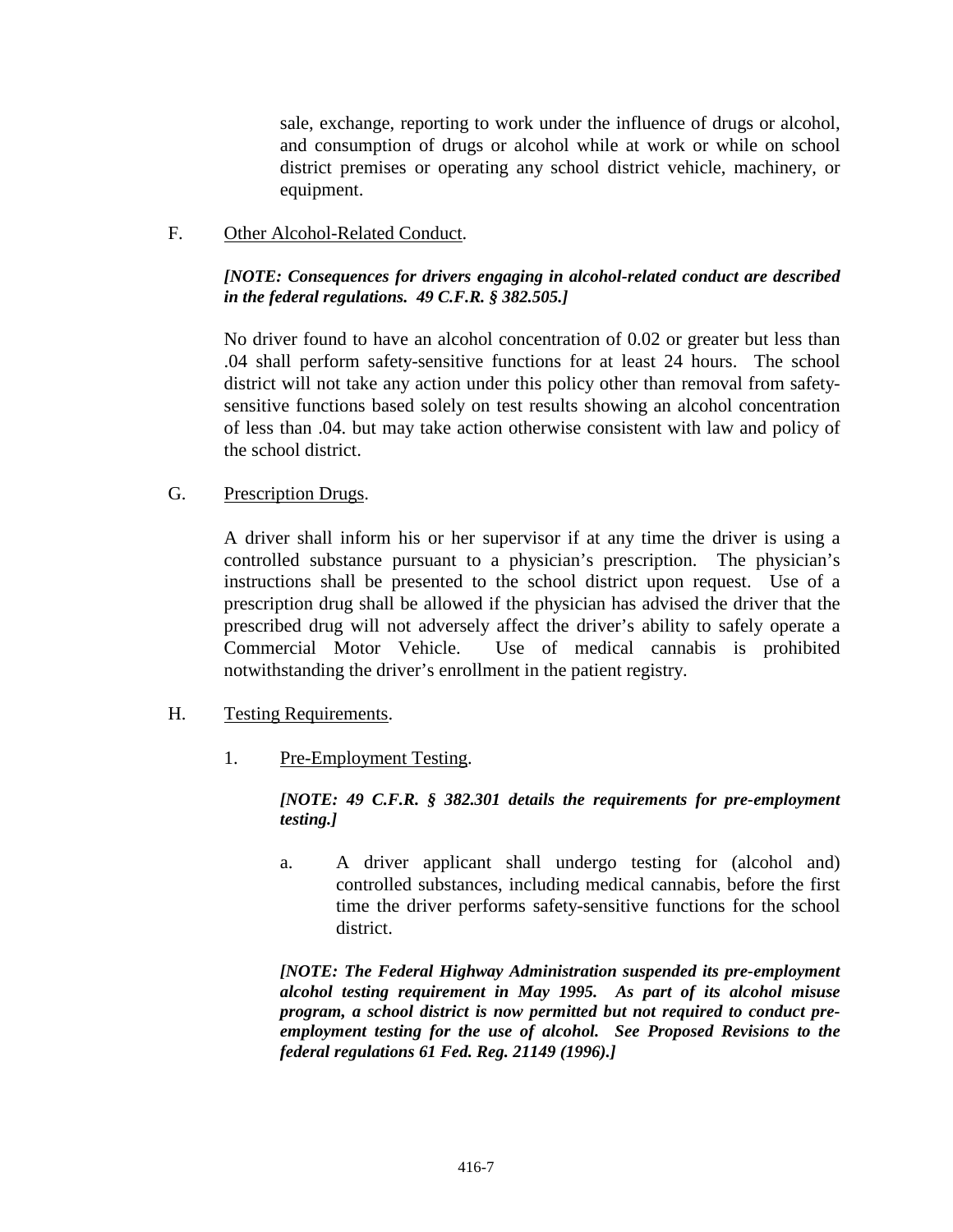sale, exchange, reporting to work under the influence of drugs or alcohol, and consumption of drugs or alcohol while at work or while on school district premises or operating any school district vehicle, machinery, or equipment.

F. Other Alcohol-Related Conduct.

***[NOTE: Consequences for drivers engaging in alcohol-related conduct are described in the federal regulations. 49 C.F.R. § 382.505.]***

No driver found to have an alcohol concentration of 0.02 or greater but less than .04 shall perform safety-sensitive functions for at least 24 hours. The school district will not take any action under this policy other than removal from safety-sensitive functions based solely on test results showing an alcohol concentration of less than .04. but may take action otherwise consistent with law and policy of the school district.

G. Prescription Drugs.

A driver shall inform his or her supervisor if at any time the driver is using a controlled substance pursuant to a physician's prescription. The physician's instructions shall be presented to the school district upon request. Use of a prescription drug shall be allowed if the physician has advised the driver that the prescribed drug will not adversely affect the driver's ability to safely operate a Commercial Motor Vehicle. Use of medical cannabis is prohibited notwithstanding the driver's enrollment in the patient registry.

H. Testing Requirements.

1. Pre-Employment Testing.

***[NOTE: 49 C.F.R. § 382.301 details the requirements for pre-employment testing.]***

a. A driver applicant shall undergo testing for (alcohol and) controlled substances, including medical cannabis, before the first time the driver performs safety-sensitive functions for the school district.

***[NOTE: The Federal Highway Administration suspended its pre-employment alcohol testing requirement in May 1995. As part of its alcohol misuse program, a school district is now permitted but not required to conduct pre-employment testing for the use of alcohol. See Proposed Revisions to the federal regulations 61 Fed. Reg. 21149 (1996).]***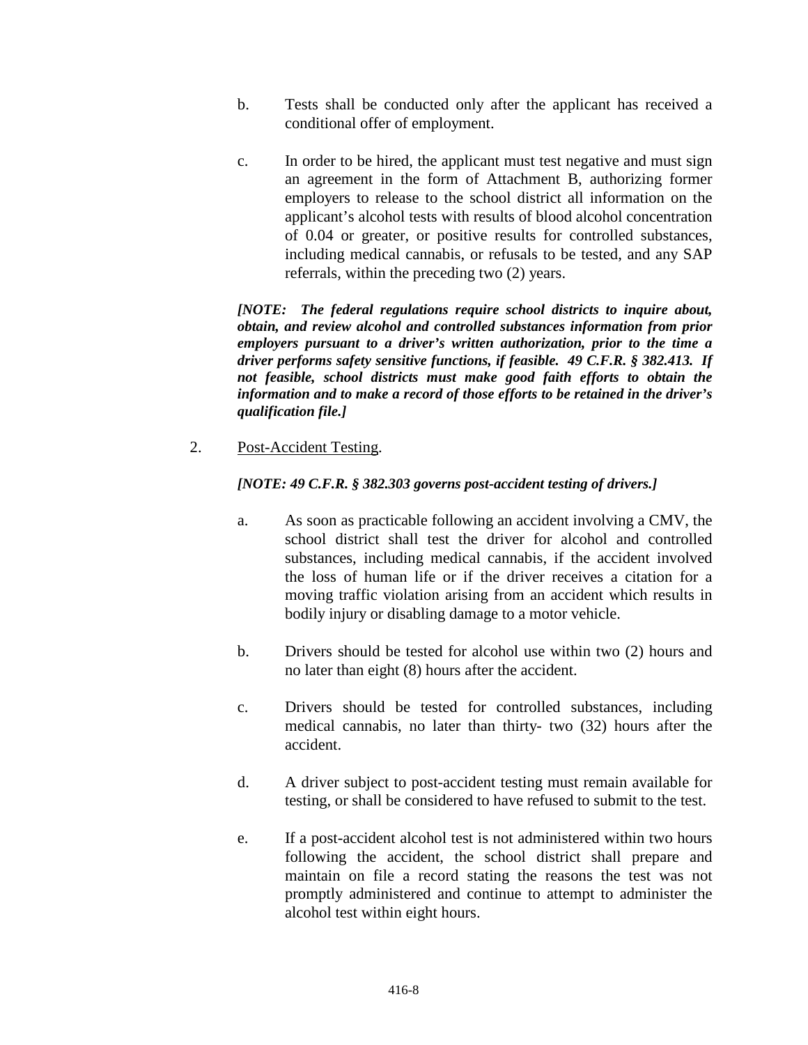b. Tests shall be conducted only after the applicant has received a conditional offer of employment.

c. In order to be hired, the applicant must test negative and must sign an agreement in the form of Attachment B, authorizing former employers to release to the school district all information on the applicant's alcohol tests with results of blood alcohol concentration of 0.04 or greater, or positive results for controlled substances, including medical cannabis, or refusals to be tested, and any SAP referrals, within the preceding two (2) years.

***[NOTE: The federal regulations require school districts to inquire about, obtain, and review alcohol and controlled substances information from prior employers pursuant to a driver's written authorization, prior to the time a driver performs safety sensitive functions, if feasible. 49 C.F.R. § 382.413. If not feasible, school districts must make good faith efforts to obtain the information and to make a record of those efforts to be retained in the driver's qualification file.]***

2. Post-Accident Testing.

***[NOTE: 49 C.F.R. § 382.303 governs post-accident testing of drivers.]***

a. As soon as practicable following an accident involving a CMV, the school district shall test the driver for alcohol and controlled substances, including medical cannabis, if the accident involved the loss of human life or if the driver receives a citation for a moving traffic violation arising from an accident which results in bodily injury or disabling damage to a motor vehicle.

b. Drivers should be tested for alcohol use within two (2) hours and no later than eight (8) hours after the accident.

c. Drivers should be tested for controlled substances, including medical cannabis, no later than thirty- two (32) hours after the accident.

d. A driver subject to post-accident testing must remain available for testing, or shall be considered to have refused to submit to the test.

e. If a post-accident alcohol test is not administered within two hours following the accident, the school district shall prepare and maintain on file a record stating the reasons the test was not promptly administered and continue to attempt to administer the alcohol test within eight hours.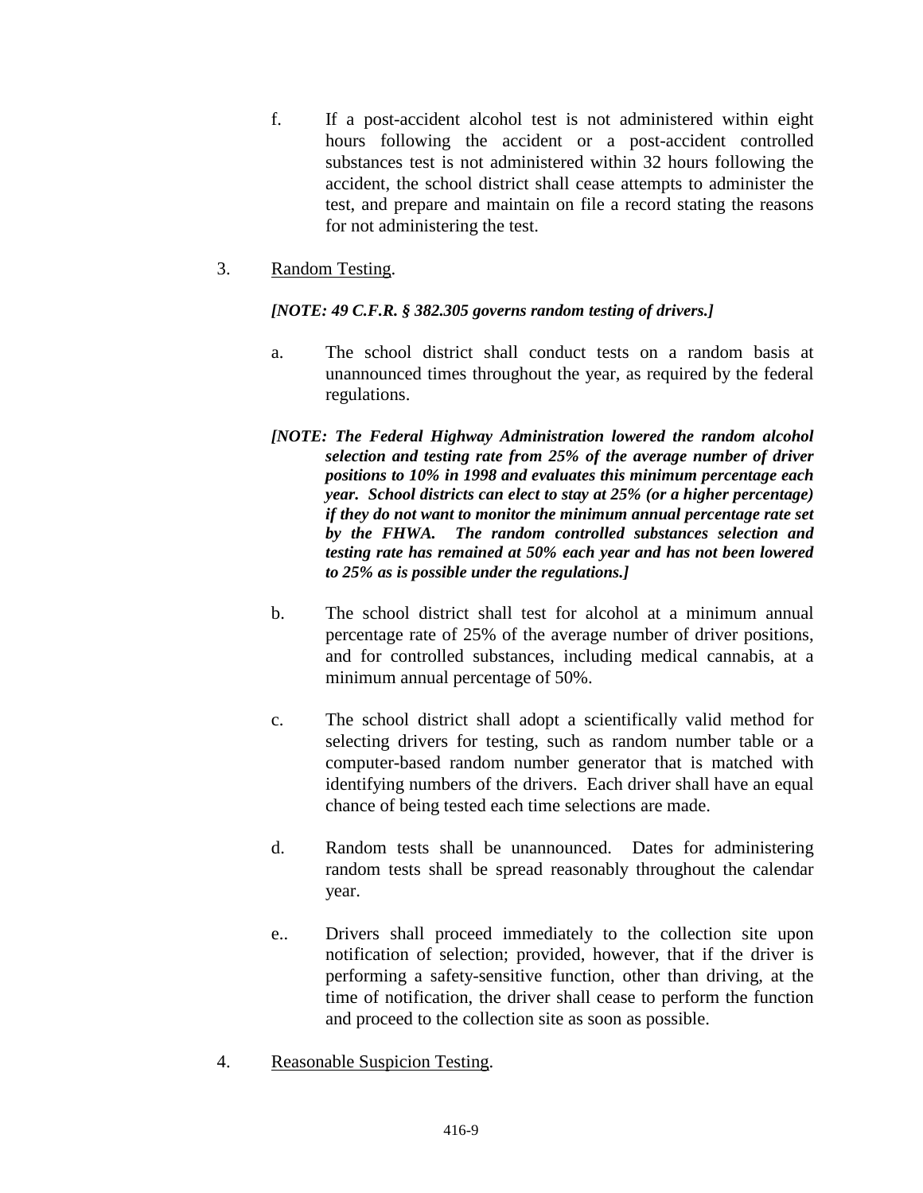f. If a post-accident alcohol test is not administered within eight hours following the accident or a post-accident controlled substances test is not administered within 32 hours following the accident, the school district shall cease attempts to administer the test, and prepare and maintain on file a record stating the reasons for not administering the test.

3. Random Testing.

***[NOTE: 49 C.F.R. § 382.305 governs random testing of drivers.]***

a. The school district shall conduct tests on a random basis at unannounced times throughout the year, as required by the federal regulations.

***[NOTE: The Federal Highway Administration lowered the random alcohol selection and testing rate from 25% of the average number of driver positions to 10% in 1998 and evaluates this minimum percentage each year. School districts can elect to stay at 25% (or a higher percentage) if they do not want to monitor the minimum annual percentage rate set by the FHWA. The random controlled substances selection and testing rate has remained at 50% each year and has not been lowered to 25% as is possible under the regulations.]***

b. The school district shall test for alcohol at a minimum annual percentage rate of 25% of the average number of driver positions, and for controlled substances, including medical cannabis, at a minimum annual percentage of 50%.

c. The school district shall adopt a scientifically valid method for selecting drivers for testing, such as random number table or a computer-based random number generator that is matched with identifying numbers of the drivers. Each driver shall have an equal chance of being tested each time selections are made.

d. Random tests shall be unannounced. Dates for administering random tests shall be spread reasonably throughout the calendar year.

e.. Drivers shall proceed immediately to the collection site upon notification of selection; provided, however, that if the driver is performing a safety-sensitive function, other than driving, at the time of notification, the driver shall cease to perform the function and proceed to the collection site as soon as possible.

4. Reasonable Suspicion Testing.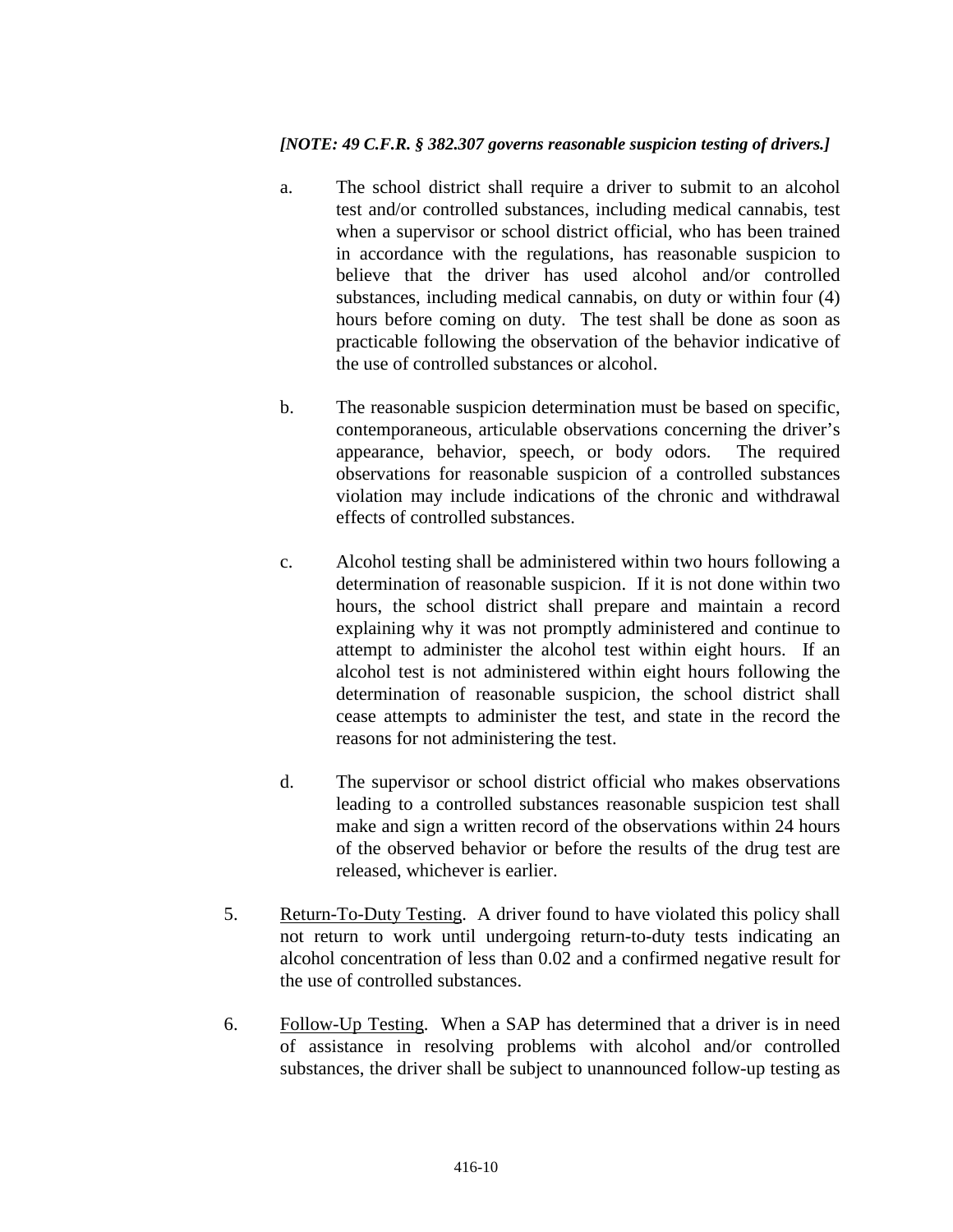*[NOTE: 49 C.F.R. § 382.307 governs reasonable suspicion testing of drivers.]*

a. The school district shall require a driver to submit to an alcohol test and/or controlled substances, including medical cannabis, test when a supervisor or school district official, who has been trained in accordance with the regulations, has reasonable suspicion to believe that the driver has used alcohol and/or controlled substances, including medical cannabis, on duty or within four (4) hours before coming on duty. The test shall be done as soon as practicable following the observation of the behavior indicative of the use of controlled substances or alcohol.

b. The reasonable suspicion determination must be based on specific, contemporaneous, articulable observations concerning the driver's appearance, behavior, speech, or body odors. The required observations for reasonable suspicion of a controlled substances violation may include indications of the chronic and withdrawal effects of controlled substances.

c. Alcohol testing shall be administered within two hours following a determination of reasonable suspicion. If it is not done within two hours, the school district shall prepare and maintain a record explaining why it was not promptly administered and continue to attempt to administer the alcohol test within eight hours. If an alcohol test is not administered within eight hours following the determination of reasonable suspicion, the school district shall cease attempts to administer the test, and state in the record the reasons for not administering the test.

d. The supervisor or school district official who makes observations leading to a controlled substances reasonable suspicion test shall make and sign a written record of the observations within 24 hours of the observed behavior or before the results of the drug test are released, whichever is earlier.

5. <u>Return-To-Duty Testing</u>. A driver found to have violated this policy shall not return to work until undergoing return-to-duty tests indicating an alcohol concentration of less than 0.02 and a confirmed negative result for the use of controlled substances.

6. <u>Follow-Up Testing</u>. When a SAP has determined that a driver is in need of assistance in resolving problems with alcohol and/or controlled substances, the driver shall be subject to unannounced follow-up testing as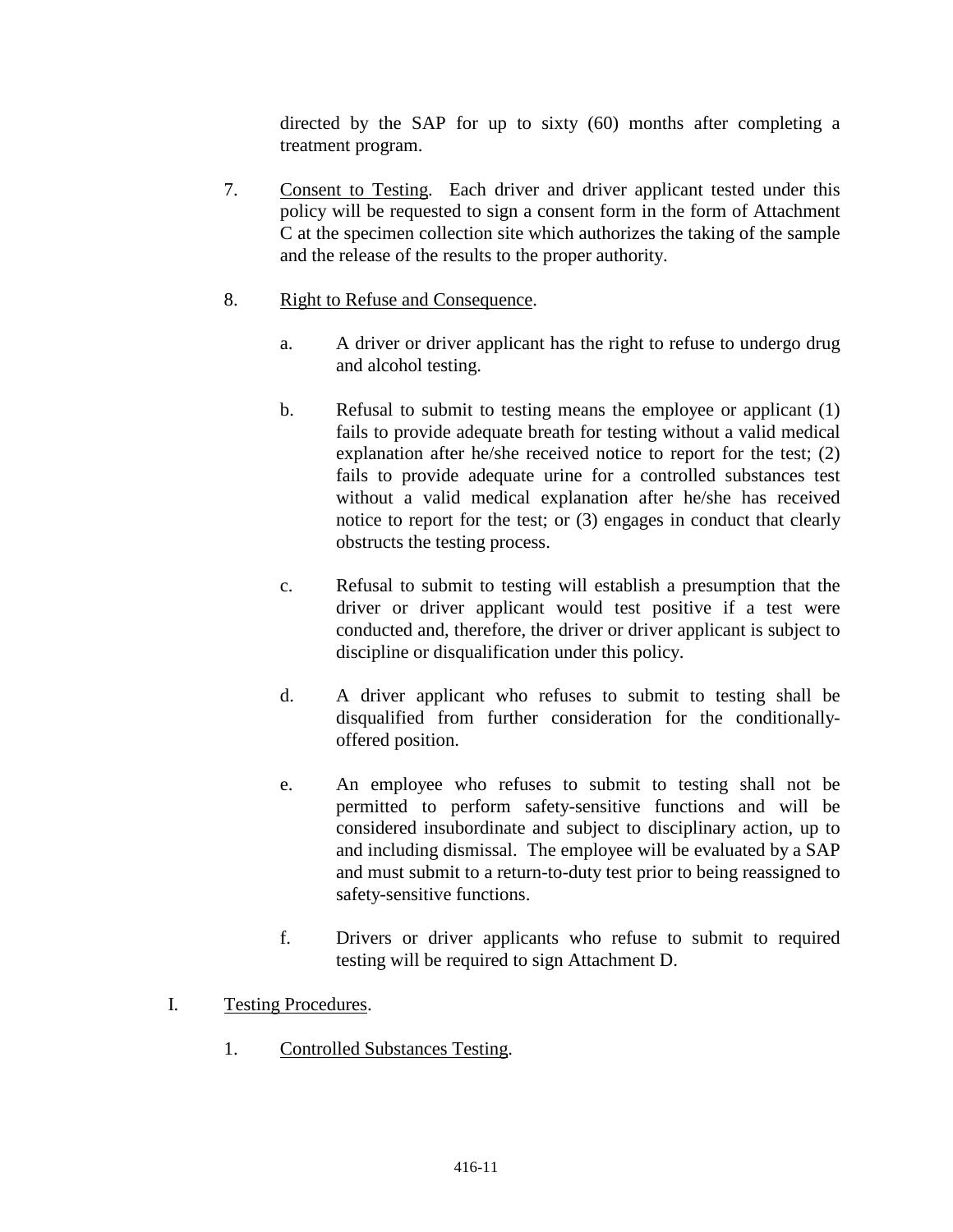directed by the SAP for up to sixty (60) months after completing a treatment program.

7. Consent to Testing. Each driver and driver applicant tested under this policy will be requested to sign a consent form in the form of Attachment C at the specimen collection site which authorizes the taking of the sample and the release of the results to the proper authority.

8. Right to Refuse and Consequence.

   a. A driver or driver applicant has the right to refuse to undergo drug and alcohol testing.

   b. Refusal to submit to testing means the employee or applicant (1) fails to provide adequate breath for testing without a valid medical explanation after he/she received notice to report for the test; (2) fails to provide adequate urine for a controlled substances test without a valid medical explanation after he/she has received notice to report for the test; or (3) engages in conduct that clearly obstructs the testing process.

   c. Refusal to submit to testing will establish a presumption that the driver or driver applicant would test positive if a test were conducted and, therefore, the driver or driver applicant is subject to discipline or disqualification under this policy.

   d. A driver applicant who refuses to submit to testing shall be disqualified from further consideration for the conditionally-offered position.

   e. An employee who refuses to submit to testing shall not be permitted to perform safety-sensitive functions and will be considered insubordinate and subject to disciplinary action, up to and including dismissal. The employee will be evaluated by a SAP and must submit to a return-to-duty test prior to being reassigned to safety-sensitive functions.

   f. Drivers or driver applicants who refuse to submit to required testing will be required to sign Attachment D.

I. Testing Procedures.

   1. Controlled Substances Testing.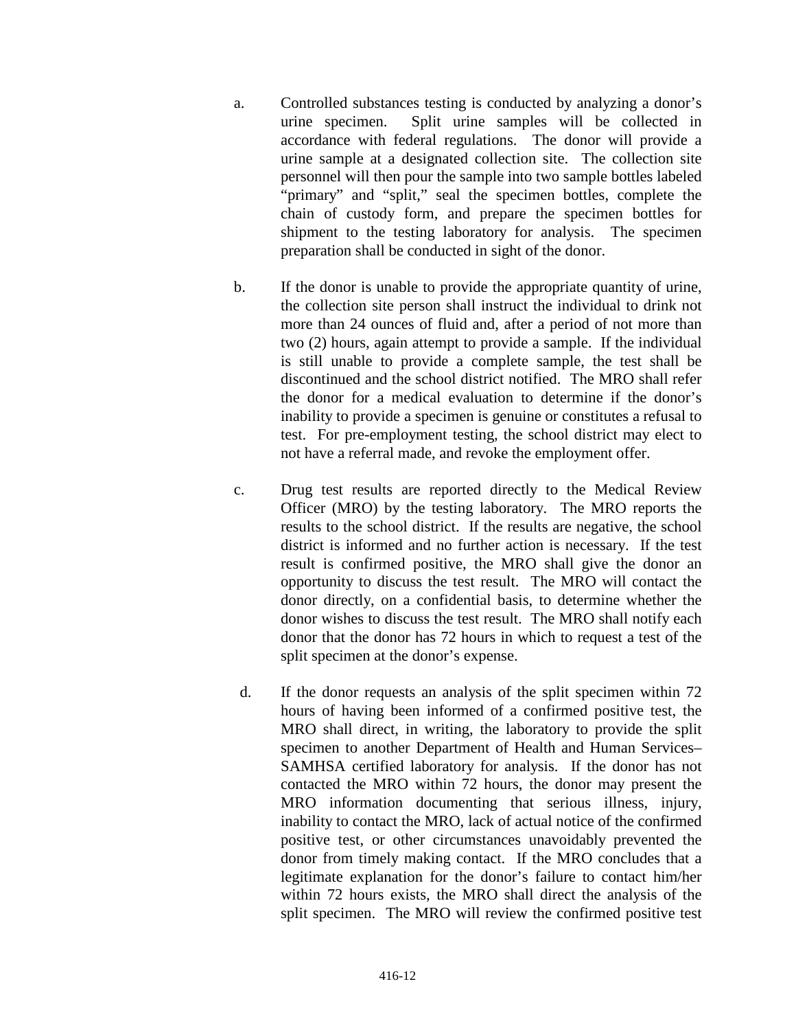a. Controlled substances testing is conducted by analyzing a donor's urine specimen. Split urine samples will be collected in accordance with federal regulations. The donor will provide a urine sample at a designated collection site. The collection site personnel will then pour the sample into two sample bottles labeled "primary" and "split," seal the specimen bottles, complete the chain of custody form, and prepare the specimen bottles for shipment to the testing laboratory for analysis. The specimen preparation shall be conducted in sight of the donor.

b. If the donor is unable to provide the appropriate quantity of urine, the collection site person shall instruct the individual to drink not more than 24 ounces of fluid and, after a period of not more than two (2) hours, again attempt to provide a sample. If the individual is still unable to provide a complete sample, the test shall be discontinued and the school district notified. The MRO shall refer the donor for a medical evaluation to determine if the donor's inability to provide a specimen is genuine or constitutes a refusal to test. For pre-employment testing, the school district may elect to not have a referral made, and revoke the employment offer.

c. Drug test results are reported directly to the Medical Review Officer (MRO) by the testing laboratory. The MRO reports the results to the school district. If the results are negative, the school district is informed and no further action is necessary. If the test result is confirmed positive, the MRO shall give the donor an opportunity to discuss the test result. The MRO will contact the donor directly, on a confidential basis, to determine whether the donor wishes to discuss the test result. The MRO shall notify each donor that the donor has 72 hours in which to request a test of the split specimen at the donor's expense.

d. If the donor requests an analysis of the split specimen within 72 hours of having been informed of a confirmed positive test, the MRO shall direct, in writing, the laboratory to provide the split specimen to another Department of Health and Human Services–SAMHSA certified laboratory for analysis. If the donor has not contacted the MRO within 72 hours, the donor may present the MRO information documenting that serious illness, injury, inability to contact the MRO, lack of actual notice of the confirmed positive test, or other circumstances unavoidably prevented the donor from timely making contact. If the MRO concludes that a legitimate explanation for the donor's failure to contact him/her within 72 hours exists, the MRO shall direct the analysis of the split specimen. The MRO will review the confirmed positive test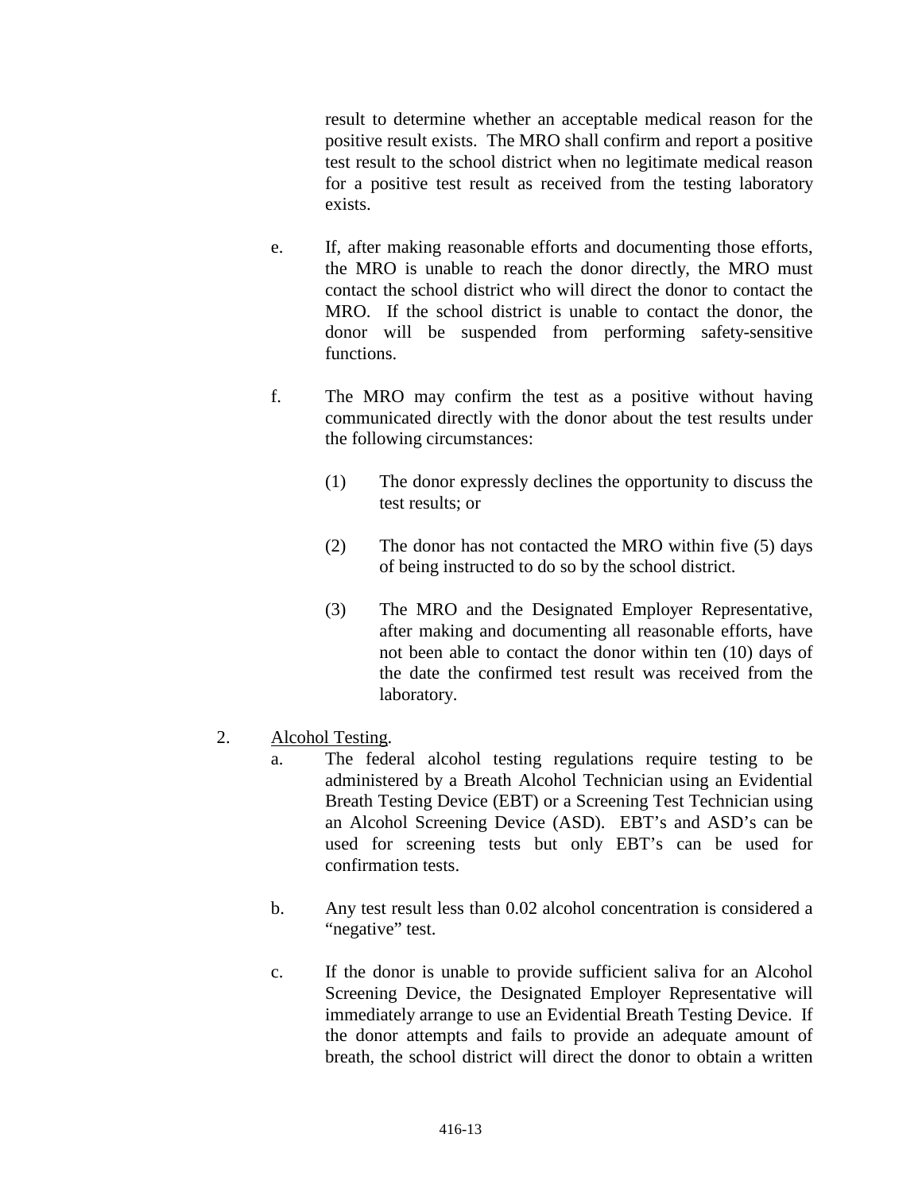result to determine whether an acceptable medical reason for the positive result exists. The MRO shall confirm and report a positive test result to the school district when no legitimate medical reason for a positive test result as received from the testing laboratory exists.

e. If, after making reasonable efforts and documenting those efforts, the MRO is unable to reach the donor directly, the MRO must contact the school district who will direct the donor to contact the MRO. If the school district is unable to contact the donor, the donor will be suspended from performing safety-sensitive functions.

f. The MRO may confirm the test as a positive without having communicated directly with the donor about the test results under the following circumstances:

   (1) The donor expressly declines the opportunity to discuss the test results; or

   (2) The donor has not contacted the MRO within five (5) days of being instructed to do so by the school district.

   (3) The MRO and the Designated Employer Representative, after making and documenting all reasonable efforts, have not been able to contact the donor within ten (10) days of the date the confirmed test result was received from the laboratory.

2. Alcohol Testing.

   a. The federal alcohol testing regulations require testing to be administered by a Breath Alcohol Technician using an Evidential Breath Testing Device (EBT) or a Screening Test Technician using an Alcohol Screening Device (ASD). EBT's and ASD's can be used for screening tests but only EBT's can be used for confirmation tests.

   b. Any test result less than 0.02 alcohol concentration is considered a "negative" test.

   c. If the donor is unable to provide sufficient saliva for an Alcohol Screening Device, the Designated Employer Representative will immediately arrange to use an Evidential Breath Testing Device. If the donor attempts and fails to provide an adequate amount of breath, the school district will direct the donor to obtain a written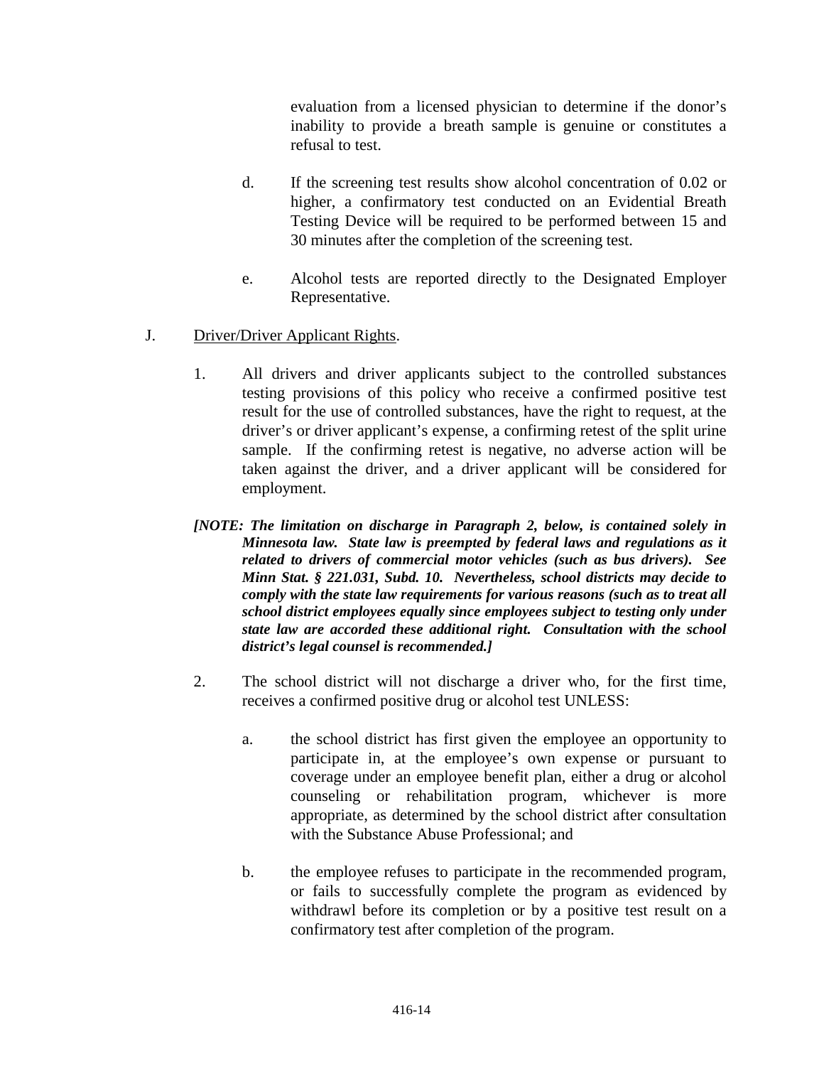evaluation from a licensed physician to determine if the donor's inability to provide a breath sample is genuine or constitutes a refusal to test.

d. If the screening test results show alcohol concentration of 0.02 or higher, a confirmatory test conducted on an Evidential Breath Testing Device will be required to be performed between 15 and 30 minutes after the completion of the screening test.

e. Alcohol tests are reported directly to the Designated Employer Representative.

J. Driver/Driver Applicant Rights.

1. All drivers and driver applicants subject to the controlled substances testing provisions of this policy who receive a confirmed positive test result for the use of controlled substances, have the right to request, at the driver's or driver applicant's expense, a confirming retest of the split urine sample. If the confirming retest is negative, no adverse action will be taken against the driver, and a driver applicant will be considered for employment.

***[NOTE: The limitation on discharge in Paragraph 2, below, is contained solely in Minnesota law. State law is preempted by federal laws and regulations as it related to drivers of commercial motor vehicles (such as bus drivers). See Minn Stat. § 221.031, Subd. 10. Nevertheless, school districts may decide to comply with the state law requirements for various reasons (such as to treat all school district employees equally since employees subject to testing only under state law are accorded these additional right. Consultation with the school district's legal counsel is recommended.]***

2. The school district will not discharge a driver who, for the first time, receives a confirmed positive drug or alcohol test UNLESS:

a. the school district has first given the employee an opportunity to participate in, at the employee's own expense or pursuant to coverage under an employee benefit plan, either a drug or alcohol counseling or rehabilitation program, whichever is more appropriate, as determined by the school district after consultation with the Substance Abuse Professional; and

b. the employee refuses to participate in the recommended program, or fails to successfully complete the program as evidenced by withdrawl before its completion or by a positive test result on a confirmatory test after completion of the program.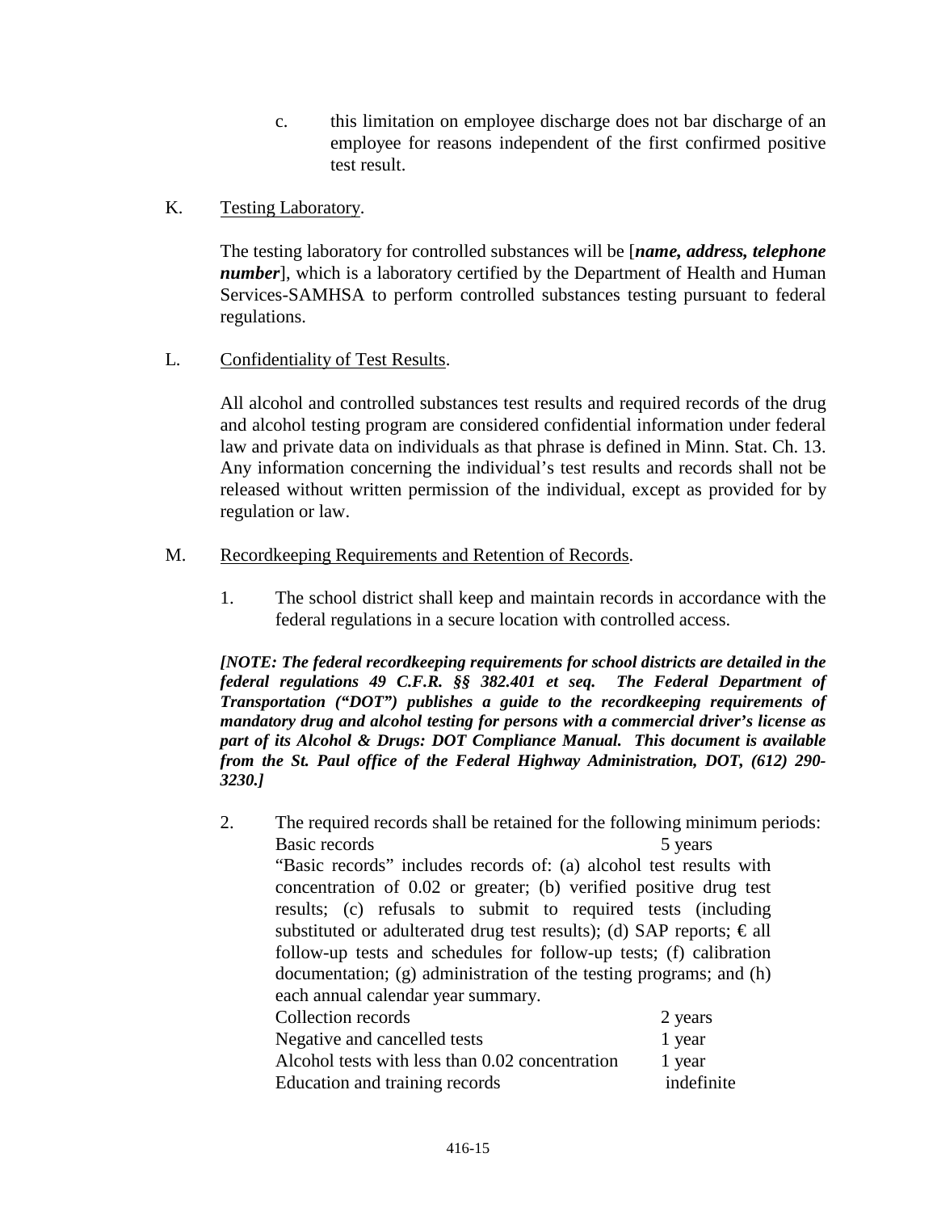c. this limitation on employee discharge does not bar discharge of an employee for reasons independent of the first confirmed positive test result.

K. Testing Laboratory.

The testing laboratory for controlled substances will be [***name, address, telephone number***], which is a laboratory certified by the Department of Health and Human Services-SAMHSA to perform controlled substances testing pursuant to federal regulations.

L. Confidentiality of Test Results.

All alcohol and controlled substances test results and required records of the drug and alcohol testing program are considered confidential information under federal law and private data on individuals as that phrase is defined in Minn. Stat. Ch. 13. Any information concerning the individual's test results and records shall not be released without written permission of the individual, except as provided for by regulation or law.

M. Recordkeeping Requirements and Retention of Records.

1. The school district shall keep and maintain records in accordance with the federal regulations in a secure location with controlled access.

***[NOTE: The federal recordkeeping requirements for school districts are detailed in the federal regulations 49 C.F.R. §§ 382.401 et seq. The Federal Department of Transportation ("DOT") publishes a guide to the recordkeeping requirements of mandatory drug and alcohol testing for persons with a commercial driver's license as part of its Alcohol & Drugs: DOT Compliance Manual. This document is available from the St. Paul office of the Federal Highway Administration, DOT, (612) 290-3230.]***

2. The required records shall be retained for the following minimum periods:

| | |
|---|---|
| Basic records | 5 years |
| "Basic records" includes records of: (a) alcohol test results with concentration of 0.02 or greater; (b) verified positive drug test results; (c) refusals to submit to required tests (including substituted or adulterated drug test results); (d) SAP reports; € all follow-up tests and schedules for follow-up tests; (f) calibration documentation; (g) administration of the testing programs; and (h) each annual calendar year summary. | |
| Collection records | 2 years |
| Negative and cancelled tests | 1 year |
| Alcohol tests with less than 0.02 concentration | 1 year |
| Education and training records | indefinite |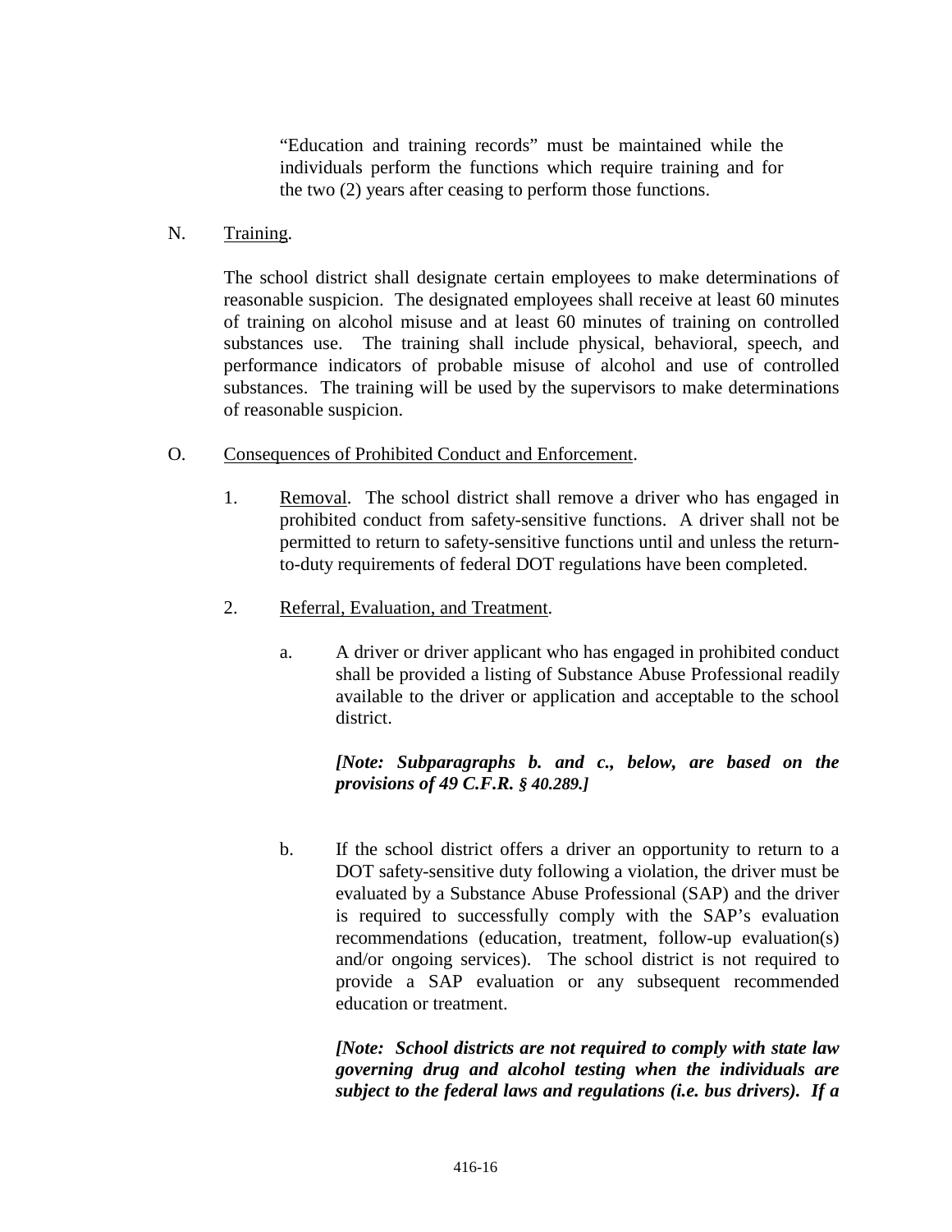"Education and training records" must be maintained while the individuals perform the functions which require training and for the two (2) years after ceasing to perform those functions.

N. Training.

The school district shall designate certain employees to make determinations of reasonable suspicion. The designated employees shall receive at least 60 minutes of training on alcohol misuse and at least 60 minutes of training on controlled substances use. The training shall include physical, behavioral, speech, and performance indicators of probable misuse of alcohol and use of controlled substances. The training will be used by the supervisors to make determinations of reasonable suspicion.

O. Consequences of Prohibited Conduct and Enforcement.

1. Removal. The school district shall remove a driver who has engaged in prohibited conduct from safety-sensitive functions. A driver shall not be permitted to return to safety-sensitive functions until and unless the return-to-duty requirements of federal DOT regulations have been completed.

2. Referral, Evaluation, and Treatment.

a. A driver or driver applicant who has engaged in prohibited conduct shall be provided a listing of Substance Abuse Professional readily available to the driver or application and acceptable to the school district.

***[Note: Subparagraphs b. and c., below, are based on the provisions of 49 C.F.R. § 40.289.]***

b. If the school district offers a driver an opportunity to return to a DOT safety-sensitive duty following a violation, the driver must be evaluated by a Substance Abuse Professional (SAP) and the driver is required to successfully comply with the SAP's evaluation recommendations (education, treatment, follow-up evaluation(s) and/or ongoing services). The school district is not required to provide a SAP evaluation or any subsequent recommended education or treatment.

***[Note: School districts are not required to comply with state law governing drug and alcohol testing when the individuals are subject to the federal laws and regulations (i.e. bus drivers). If a***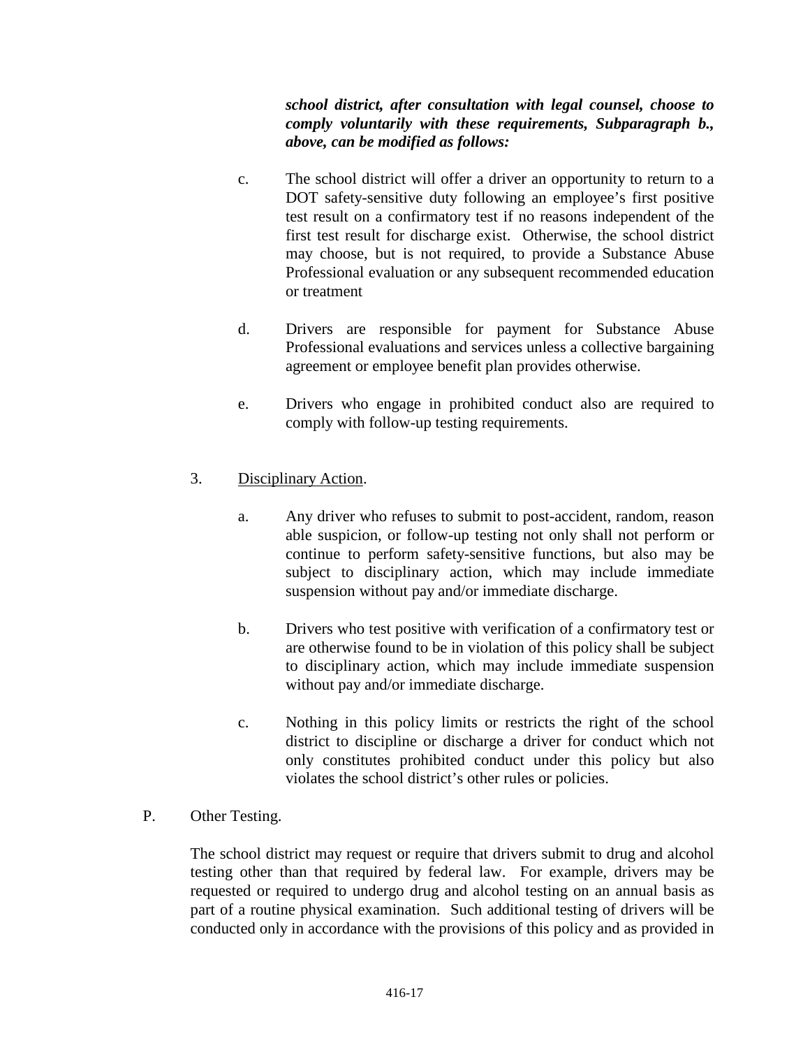***school district, after consultation with legal counsel, choose to comply voluntarily with these requirements, Subparagraph b., above, can be modified as follows:***

c. The school district will offer a driver an opportunity to return to a DOT safety-sensitive duty following an employee's first positive test result on a confirmatory test if no reasons independent of the first test result for discharge exist. Otherwise, the school district may choose, but is not required, to provide a Substance Abuse Professional evaluation or any subsequent recommended education or treatment

d. Drivers are responsible for payment for Substance Abuse Professional evaluations and services unless a collective bargaining agreement or employee benefit plan provides otherwise.

e. Drivers who engage in prohibited conduct also are required to comply with follow-up testing requirements.

3. Disciplinary Action.

a. Any driver who refuses to submit to post-accident, random, reason able suspicion, or follow-up testing not only shall not perform or continue to perform safety-sensitive functions, but also may be subject to disciplinary action, which may include immediate suspension without pay and/or immediate discharge.

b. Drivers who test positive with verification of a confirmatory test or are otherwise found to be in violation of this policy shall be subject to disciplinary action, which may include immediate suspension without pay and/or immediate discharge.

c. Nothing in this policy limits or restricts the right of the school district to discipline or discharge a driver for conduct which not only constitutes prohibited conduct under this policy but also violates the school district's other rules or policies.

P. Other Testing.

The school district may request or require that drivers submit to drug and alcohol testing other than that required by federal law. For example, drivers may be requested or required to undergo drug and alcohol testing on an annual basis as part of a routine physical examination. Such additional testing of drivers will be conducted only in accordance with the provisions of this policy and as provided in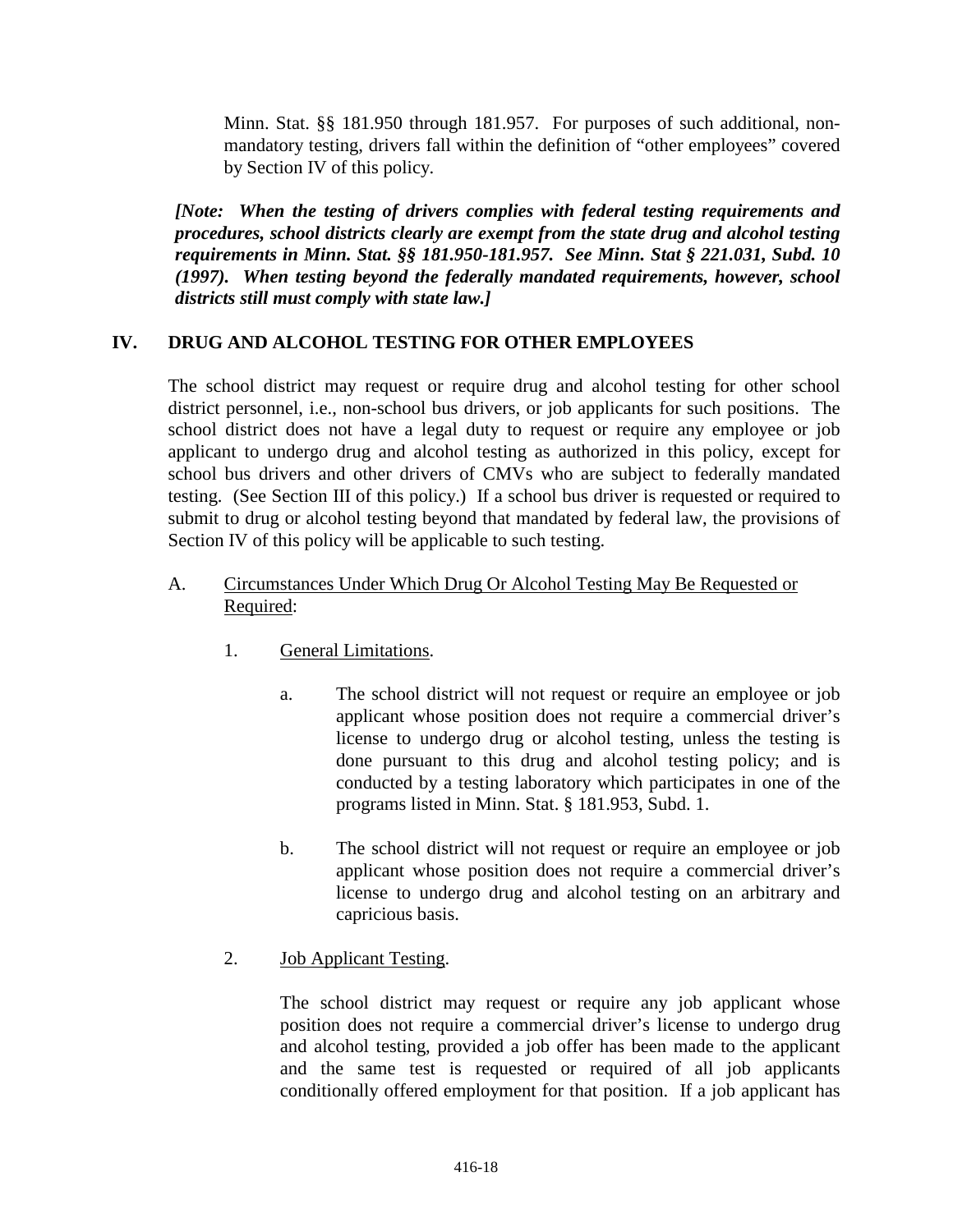Minn. Stat. §§ 181.950 through 181.957. For purposes of such additional, non-mandatory testing, drivers fall within the definition of "other employees" covered by Section IV of this policy.

***[Note: When the testing of drivers complies with federal testing requirements and procedures, school districts clearly are exempt from the state drug and alcohol testing requirements in Minn. Stat. §§ 181.950-181.957. See Minn. Stat § 221.031, Subd. 10 (1997). When testing beyond the federally mandated requirements, however, school districts still must comply with state law.]***

## IV. DRUG AND ALCOHOL TESTING FOR OTHER EMPLOYEES

The school district may request or require drug and alcohol testing for other school district personnel, i.e., non-school bus drivers, or job applicants for such positions. The school district does not have a legal duty to request or require any employee or job applicant to undergo drug and alcohol testing as authorized in this policy, except for school bus drivers and other drivers of CMVs who are subject to federally mandated testing. (See Section III of this policy.) If a school bus driver is requested or required to submit to drug or alcohol testing beyond that mandated by federal law, the provisions of Section IV of this policy will be applicable to such testing.

A. Circumstances Under Which Drug Or Alcohol Testing May Be Requested or Required:

1. General Limitations.

   a. The school district will not request or require an employee or job applicant whose position does not require a commercial driver's license to undergo drug or alcohol testing, unless the testing is done pursuant to this drug and alcohol testing policy; and is conducted by a testing laboratory which participates in one of the programs listed in Minn. Stat. § 181.953, Subd. 1.

   b. The school district will not request or require an employee or job applicant whose position does not require a commercial driver's license to undergo drug and alcohol testing on an arbitrary and capricious basis.

2. Job Applicant Testing.

   The school district may request or require any job applicant whose position does not require a commercial driver's license to undergo drug and alcohol testing, provided a job offer has been made to the applicant and the same test is requested or required of all job applicants conditionally offered employment for that position. If a job applicant has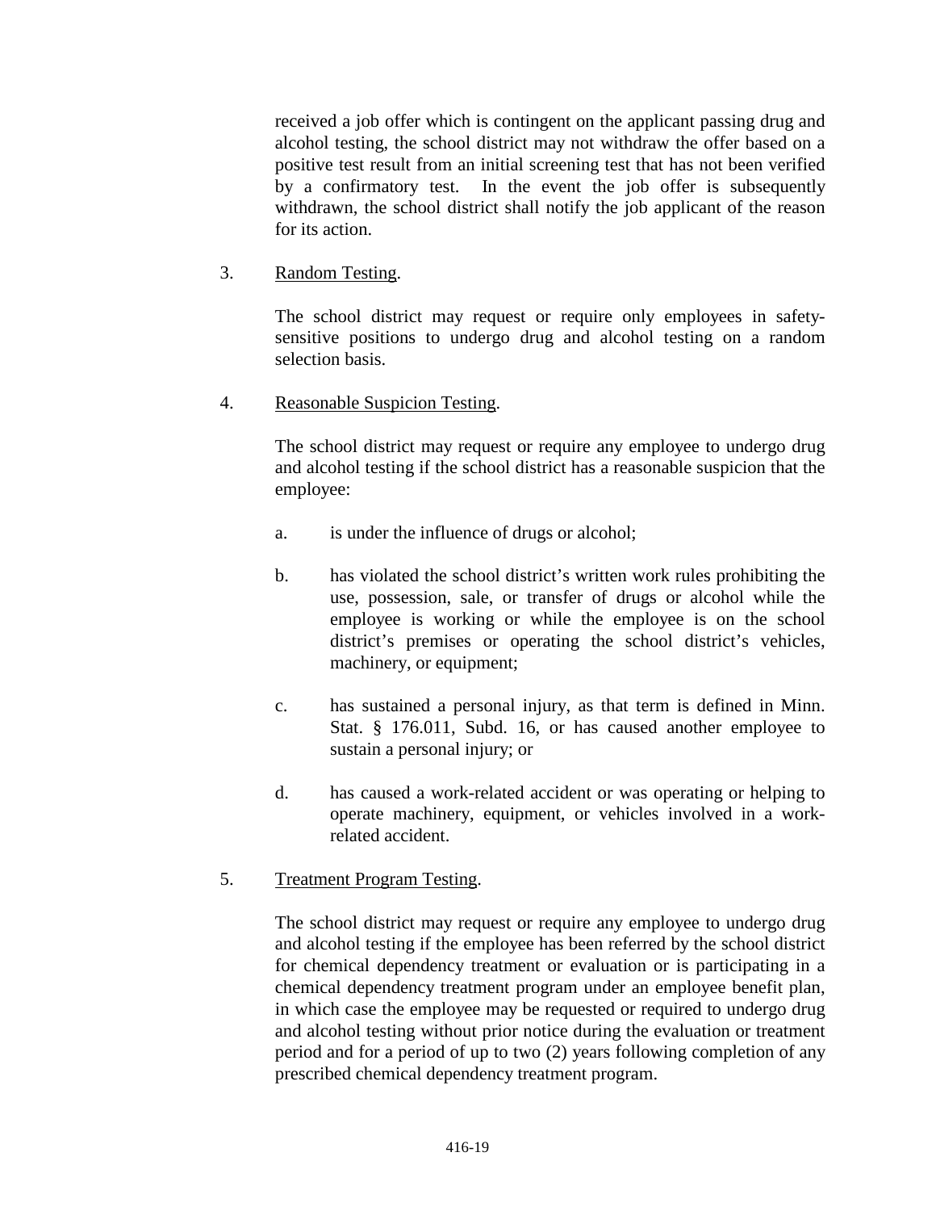received a job offer which is contingent on the applicant passing drug and alcohol testing, the school district may not withdraw the offer based on a positive test result from an initial screening test that has not been verified by a confirmatory test. In the event the job offer is subsequently withdrawn, the school district shall notify the job applicant of the reason for its action.

3. Random Testing.

   The school district may request or require only employees in safety-sensitive positions to undergo drug and alcohol testing on a random selection basis.

4. Reasonable Suspicion Testing.

   The school district may request or require any employee to undergo drug and alcohol testing if the school district has a reasonable suspicion that the employee:

   a. is under the influence of drugs or alcohol;

   b. has violated the school district's written work rules prohibiting the use, possession, sale, or transfer of drugs or alcohol while the employee is working or while the employee is on the school district's premises or operating the school district's vehicles, machinery, or equipment;

   c. has sustained a personal injury, as that term is defined in Minn. Stat. § 176.011, Subd. 16, or has caused another employee to sustain a personal injury; or

   d. has caused a work-related accident or was operating or helping to operate machinery, equipment, or vehicles involved in a work-related accident.

5. Treatment Program Testing.

   The school district may request or require any employee to undergo drug and alcohol testing if the employee has been referred by the school district for chemical dependency treatment or evaluation or is participating in a chemical dependency treatment program under an employee benefit plan, in which case the employee may be requested or required to undergo drug and alcohol testing without prior notice during the evaluation or treatment period and for a period of up to two (2) years following completion of any prescribed chemical dependency treatment program.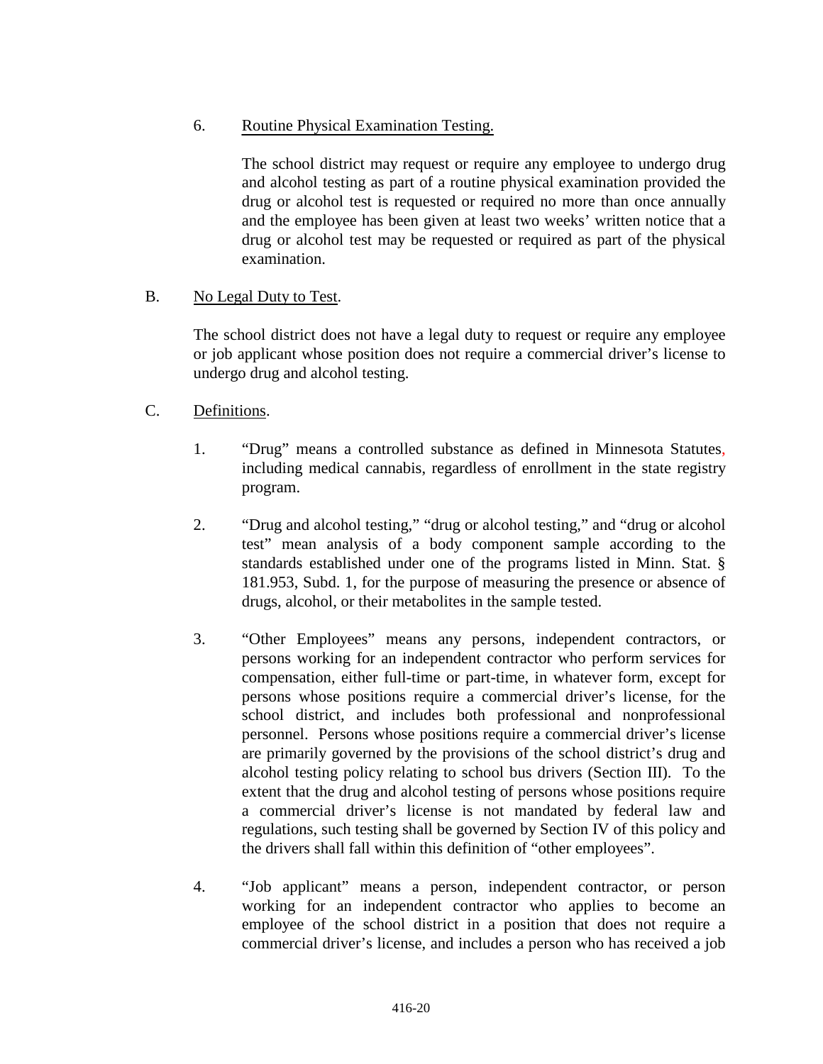6. Routine Physical Examination Testing.

   The school district may request or require any employee to undergo drug and alcohol testing as part of a routine physical examination provided the drug or alcohol test is requested or required no more than once annually and the employee has been given at least two weeks' written notice that a drug or alcohol test may be requested or required as part of the physical examination.

B. No Legal Duty to Test.

   The school district does not have a legal duty to request or require any employee or job applicant whose position does not require a commercial driver's license to undergo drug and alcohol testing.

C. Definitions.

   1. "Drug" means a controlled substance as defined in Minnesota Statutes, including medical cannabis, regardless of enrollment in the state registry program.

   2. "Drug and alcohol testing," "drug or alcohol testing," and "drug or alcohol test" mean analysis of a body component sample according to the standards established under one of the programs listed in Minn. Stat. § 181.953, Subd. 1, for the purpose of measuring the presence or absence of drugs, alcohol, or their metabolites in the sample tested.

   3. "Other Employees" means any persons, independent contractors, or persons working for an independent contractor who perform services for compensation, either full-time or part-time, in whatever form, except for persons whose positions require a commercial driver's license, for the school district, and includes both professional and nonprofessional personnel. Persons whose positions require a commercial driver's license are primarily governed by the provisions of the school district's drug and alcohol testing policy relating to school bus drivers (Section III). To the extent that the drug and alcohol testing of persons whose positions require a commercial driver's license is not mandated by federal law and regulations, such testing shall be governed by Section IV of this policy and the drivers shall fall within this definition of "other employees".

   4. "Job applicant" means a person, independent contractor, or person working for an independent contractor who applies to become an employee of the school district in a position that does not require a commercial driver's license, and includes a person who has received a job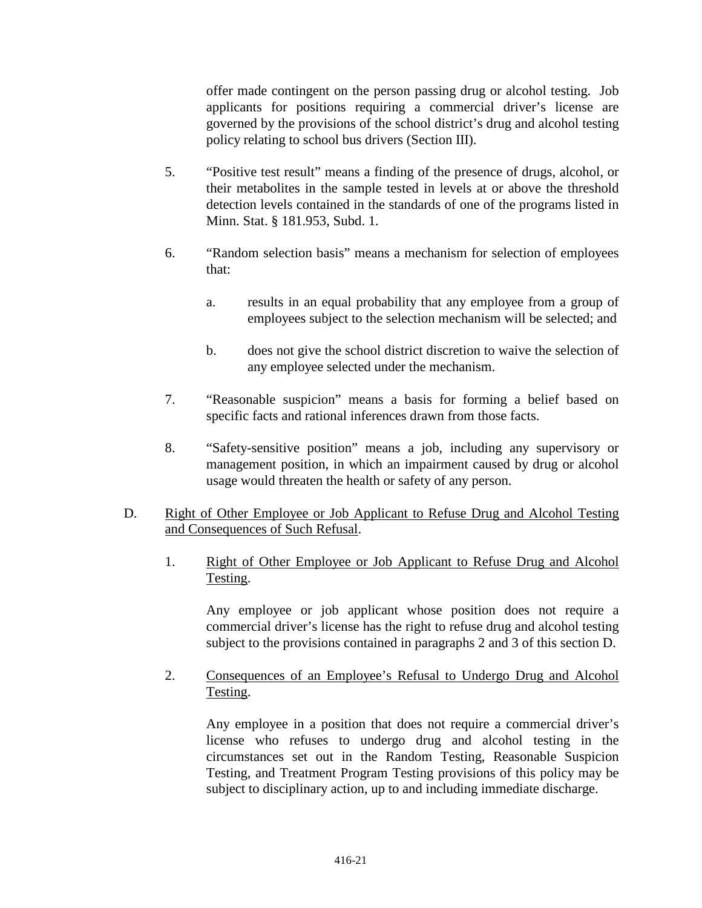offer made contingent on the person passing drug or alcohol testing. Job applicants for positions requiring a commercial driver's license are governed by the provisions of the school district's drug and alcohol testing policy relating to school bus drivers (Section III).

5. "Positive test result" means a finding of the presence of drugs, alcohol, or their metabolites in the sample tested in levels at or above the threshold detection levels contained in the standards of one of the programs listed in Minn. Stat. § 181.953, Subd. 1.

6. "Random selection basis" means a mechanism for selection of employees that:

   a. results in an equal probability that any employee from a group of employees subject to the selection mechanism will be selected; and

   b. does not give the school district discretion to waive the selection of any employee selected under the mechanism.

7. "Reasonable suspicion" means a basis for forming a belief based on specific facts and rational inferences drawn from those facts.

8. "Safety-sensitive position" means a job, including any supervisory or management position, in which an impairment caused by drug or alcohol usage would threaten the health or safety of any person.

D. <u>Right of Other Employee or Job Applicant to Refuse Drug and Alcohol Testing and Consequences of Such Refusal</u>.

1. <u>Right of Other Employee or Job Applicant to Refuse Drug and Alcohol Testing</u>.

   Any employee or job applicant whose position does not require a commercial driver's license has the right to refuse drug and alcohol testing subject to the provisions contained in paragraphs 2 and 3 of this section D.

2. <u>Consequences of an Employee's Refusal to Undergo Drug and Alcohol Testing</u>.

   Any employee in a position that does not require a commercial driver's license who refuses to undergo drug and alcohol testing in the circumstances set out in the Random Testing, Reasonable Suspicion Testing, and Treatment Program Testing provisions of this policy may be subject to disciplinary action, up to and including immediate discharge.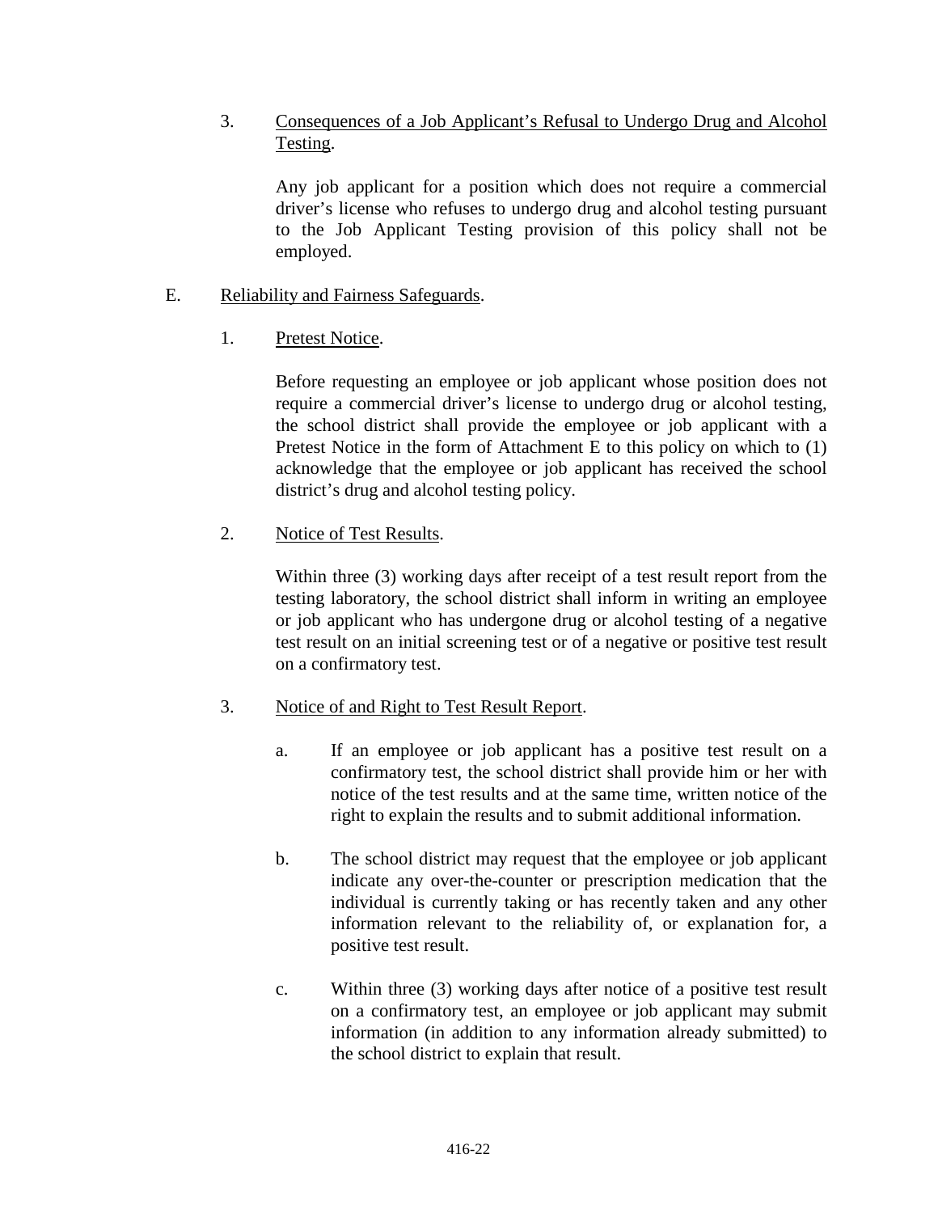3. <u>Consequences of a Job Applicant's Refusal to Undergo Drug and Alcohol Testing</u>.

   Any job applicant for a position which does not require a commercial driver's license who refuses to undergo drug and alcohol testing pursuant to the Job Applicant Testing provision of this policy shall not be employed.

E. <u>Reliability and Fairness Safeguards</u>.

1. <u>Pretest Notice</u>.

   Before requesting an employee or job applicant whose position does not require a commercial driver's license to undergo drug or alcohol testing, the school district shall provide the employee or job applicant with a Pretest Notice in the form of Attachment E to this policy on which to (1) acknowledge that the employee or job applicant has received the school district's drug and alcohol testing policy.

2. <u>Notice of Test Results</u>.

   Within three (3) working days after receipt of a test result report from the testing laboratory, the school district shall inform in writing an employee or job applicant who has undergone drug or alcohol testing of a negative test result on an initial screening test or of a negative or positive test result on a confirmatory test.

3. <u>Notice of and Right to Test Result Report</u>.

   a. If an employee or job applicant has a positive test result on a confirmatory test, the school district shall provide him or her with notice of the test results and at the same time, written notice of the right to explain the results and to submit additional information.

   b. The school district may request that the employee or job applicant indicate any over-the-counter or prescription medication that the individual is currently taking or has recently taken and any other information relevant to the reliability of, or explanation for, a positive test result.

   c. Within three (3) working days after notice of a positive test result on a confirmatory test, an employee or job applicant may submit information (in addition to any information already submitted) to the school district to explain that result.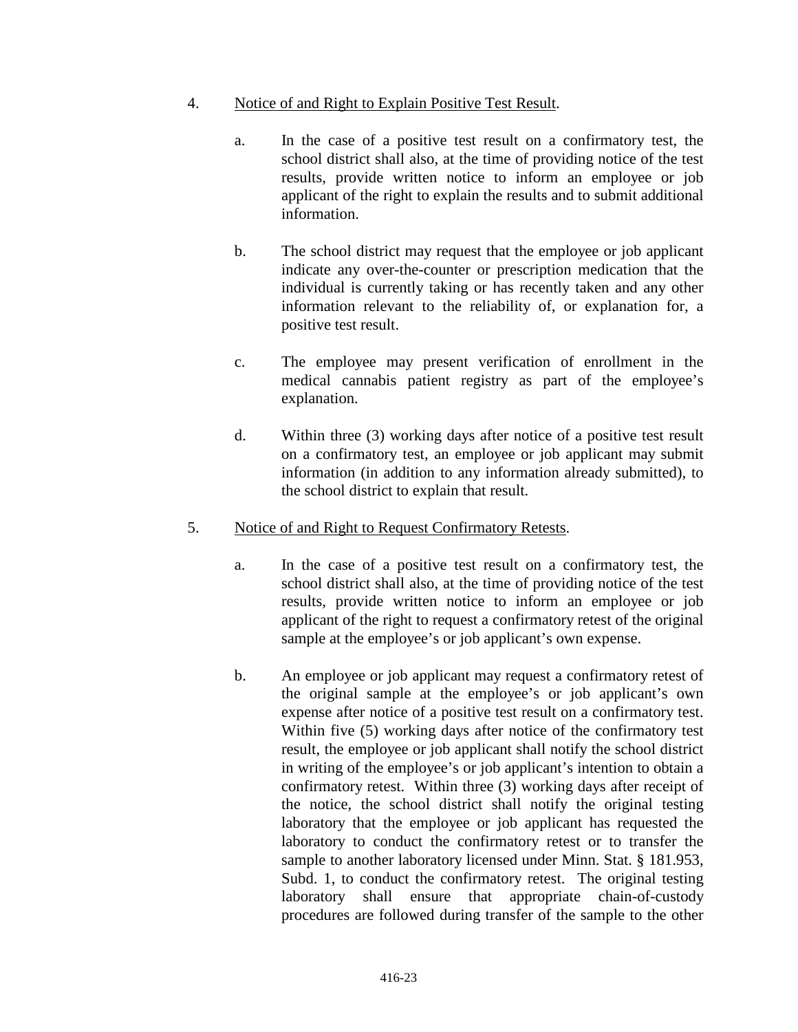4. Notice of and Right to Explain Positive Test Result.

   a. In the case of a positive test result on a confirmatory test, the school district shall also, at the time of providing notice of the test results, provide written notice to inform an employee or job applicant of the right to explain the results and to submit additional information.

   b. The school district may request that the employee or job applicant indicate any over-the-counter or prescription medication that the individual is currently taking or has recently taken and any other information relevant to the reliability of, or explanation for, a positive test result.

   c. The employee may present verification of enrollment in the medical cannabis patient registry as part of the employee's explanation.

   d. Within three (3) working days after notice of a positive test result on a confirmatory test, an employee or job applicant may submit information (in addition to any information already submitted), to the school district to explain that result.

5. Notice of and Right to Request Confirmatory Retests.

   a. In the case of a positive test result on a confirmatory test, the school district shall also, at the time of providing notice of the test results, provide written notice to inform an employee or job applicant of the right to request a confirmatory retest of the original sample at the employee's or job applicant's own expense.

   b. An employee or job applicant may request a confirmatory retest of the original sample at the employee's or job applicant's own expense after notice of a positive test result on a confirmatory test. Within five (5) working days after notice of the confirmatory test result, the employee or job applicant shall notify the school district in writing of the employee's or job applicant's intention to obtain a confirmatory retest. Within three (3) working days after receipt of the notice, the school district shall notify the original testing laboratory that the employee or job applicant has requested the laboratory to conduct the confirmatory retest or to transfer the sample to another laboratory licensed under Minn. Stat. § 181.953, Subd. 1, to conduct the confirmatory retest. The original testing laboratory shall ensure that appropriate chain-of-custody procedures are followed during transfer of the sample to the other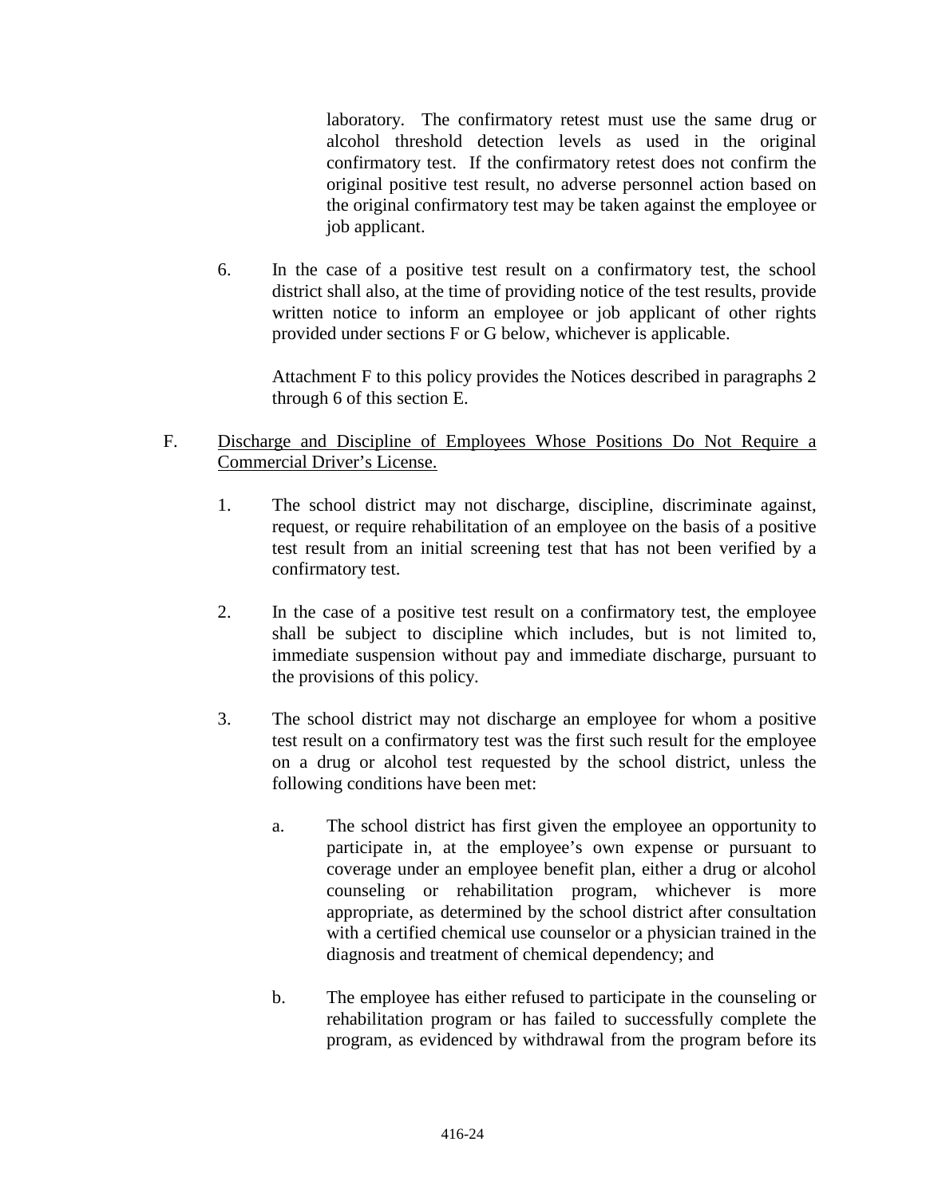laboratory. The confirmatory retest must use the same drug or alcohol threshold detection levels as used in the original confirmatory test. If the confirmatory retest does not confirm the original positive test result, no adverse personnel action based on the original confirmatory test may be taken against the employee or job applicant.

6. In the case of a positive test result on a confirmatory test, the school district shall also, at the time of providing notice of the test results, provide written notice to inform an employee or job applicant of other rights provided under sections F or G below, whichever is applicable.

   Attachment F to this policy provides the Notices described in paragraphs 2 through 6 of this section E.

F. Discharge and Discipline of Employees Whose Positions Do Not Require a Commercial Driver's License.

1. The school district may not discharge, discipline, discriminate against, request, or require rehabilitation of an employee on the basis of a positive test result from an initial screening test that has not been verified by a confirmatory test.

2. In the case of a positive test result on a confirmatory test, the employee shall be subject to discipline which includes, but is not limited to, immediate suspension without pay and immediate discharge, pursuant to the provisions of this policy.

3. The school district may not discharge an employee for whom a positive test result on a confirmatory test was the first such result for the employee on a drug or alcohol test requested by the school district, unless the following conditions have been met:

   a. The school district has first given the employee an opportunity to participate in, at the employee's own expense or pursuant to coverage under an employee benefit plan, either a drug or alcohol counseling or rehabilitation program, whichever is more appropriate, as determined by the school district after consultation with a certified chemical use counselor or a physician trained in the diagnosis and treatment of chemical dependency; and

   b. The employee has either refused to participate in the counseling or rehabilitation program or has failed to successfully complete the program, as evidenced by withdrawal from the program before its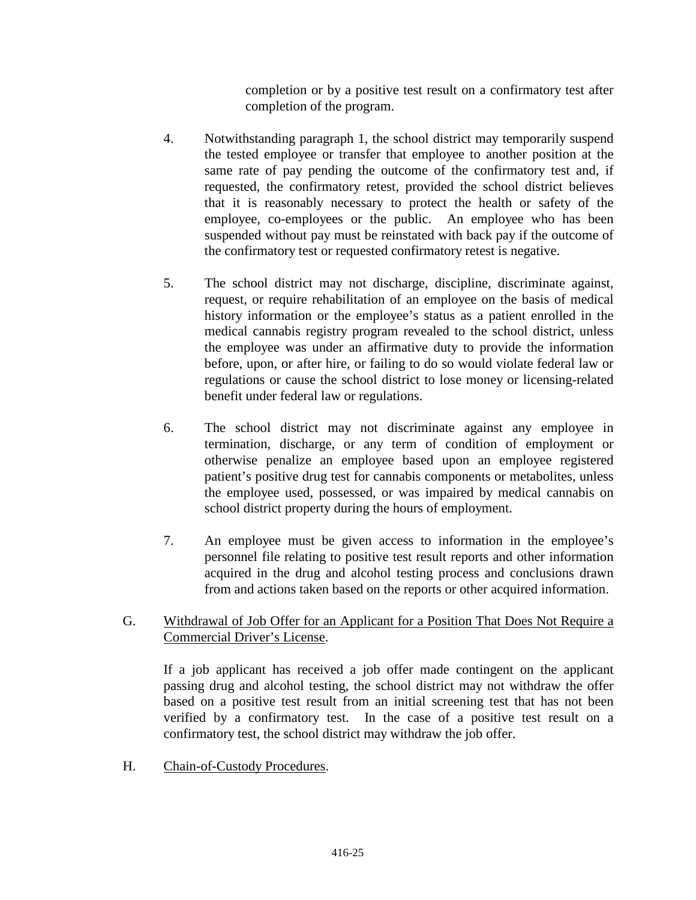completion or by a positive test result on a confirmatory test after completion of the program.

4. Notwithstanding paragraph 1, the school district may temporarily suspend the tested employee or transfer that employee to another position at the same rate of pay pending the outcome of the confirmatory test and, if requested, the confirmatory retest, provided the school district believes that it is reasonably necessary to protect the health or safety of the employee, co-employees or the public. An employee who has been suspended without pay must be reinstated with back pay if the outcome of the confirmatory test or requested confirmatory retest is negative.

5. The school district may not discharge, discipline, discriminate against, request, or require rehabilitation of an employee on the basis of medical history information or the employee's status as a patient enrolled in the medical cannabis registry program revealed to the school district, unless the employee was under an affirmative duty to provide the information before, upon, or after hire, or failing to do so would violate federal law or regulations or cause the school district to lose money or licensing-related benefit under federal law or regulations.

6. The school district may not discriminate against any employee in termination, discharge, or any term of condition of employment or otherwise penalize an employee based upon an employee registered patient's positive drug test for cannabis components or metabolites, unless the employee used, possessed, or was impaired by medical cannabis on school district property during the hours of employment.

7. An employee must be given access to information in the employee's personnel file relating to positive test result reports and other information acquired in the drug and alcohol testing process and conclusions drawn from and actions taken based on the reports or other acquired information.

G. Withdrawal of Job Offer for an Applicant for a Position That Does Not Require a Commercial Driver's License.

If a job applicant has received a job offer made contingent on the applicant passing drug and alcohol testing, the school district may not withdraw the offer based on a positive test result from an initial screening test that has not been verified by a confirmatory test. In the case of a positive test result on a confirmatory test, the school district may withdraw the job offer.

H. Chain-of-Custody Procedures.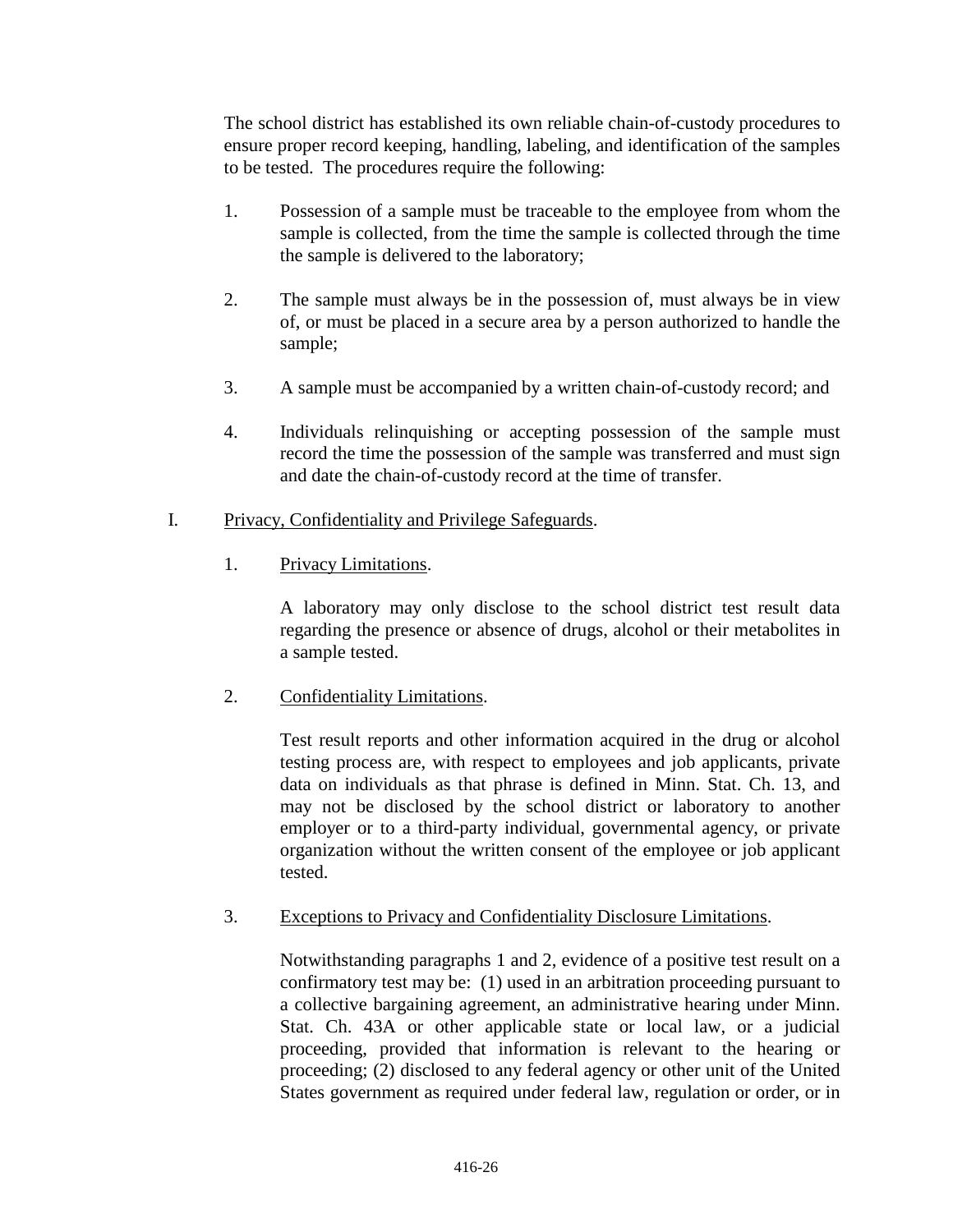The school district has established its own reliable chain-of-custody procedures to ensure proper record keeping, handling, labeling, and identification of the samples to be tested. The procedures require the following:

1. Possession of a sample must be traceable to the employee from whom the sample is collected, from the time the sample is collected through the time the sample is delivered to the laboratory;

2. The sample must always be in the possession of, must always be in view of, or must be placed in a secure area by a person authorized to handle the sample;

3. A sample must be accompanied by a written chain-of-custody record; and

4. Individuals relinquishing or accepting possession of the sample must record the time the possession of the sample was transferred and must sign and date the chain-of-custody record at the time of transfer.

I. <u>Privacy, Confidentiality and Privilege Safeguards</u>.

1. <u>Privacy Limitations</u>.

   A laboratory may only disclose to the school district test result data regarding the presence or absence of drugs, alcohol or their metabolites in a sample tested.

2. <u>Confidentiality Limitations</u>.

   Test result reports and other information acquired in the drug or alcohol testing process are, with respect to employees and job applicants, private data on individuals as that phrase is defined in Minn. Stat. Ch. 13, and may not be disclosed by the school district or laboratory to another employer or to a third-party individual, governmental agency, or private organization without the written consent of the employee or job applicant tested.

3. <u>Exceptions to Privacy and Confidentiality Disclosure Limitations</u>.

   Notwithstanding paragraphs 1 and 2, evidence of a positive test result on a confirmatory test may be: (1) used in an arbitration proceeding pursuant to a collective bargaining agreement, an administrative hearing under Minn. Stat. Ch. 43A or other applicable state or local law, or a judicial proceeding, provided that information is relevant to the hearing or proceeding; (2) disclosed to any federal agency or other unit of the United States government as required under federal law, regulation or order, or in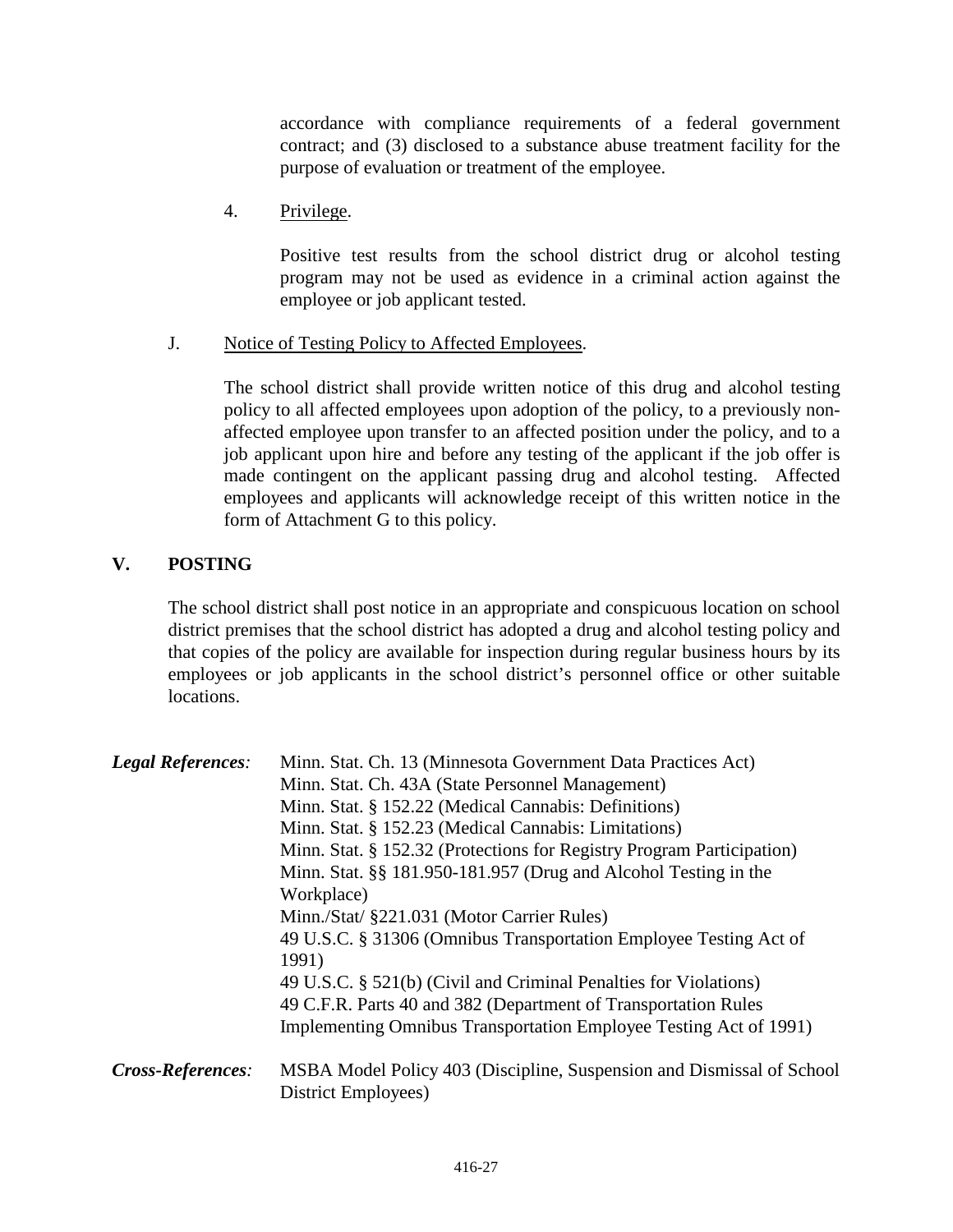accordance with compliance requirements of a federal government contract; and (3) disclosed to a substance abuse treatment facility for the purpose of evaluation or treatment of the employee.

4. Privilege.

Positive test results from the school district drug or alcohol testing program may not be used as evidence in a criminal action against the employee or job applicant tested.

J. Notice of Testing Policy to Affected Employees.

The school district shall provide written notice of this drug and alcohol testing policy to all affected employees upon adoption of the policy, to a previously non-affected employee upon transfer to an affected position under the policy, and to a job applicant upon hire and before any testing of the applicant if the job offer is made contingent on the applicant passing drug and alcohol testing. Affected employees and applicants will acknowledge receipt of this written notice in the form of Attachment G to this policy.

## V. POSTING

The school district shall post notice in an appropriate and conspicuous location on school district premises that the school district has adopted a drug and alcohol testing policy and that copies of the policy are available for inspection during regular business hours by its employees or job applicants in the school district's personnel office or other suitable locations.

***Legal References:***
Minn. Stat. Ch. 13 (Minnesota Government Data Practices Act)
Minn. Stat. Ch. 43A (State Personnel Management)
Minn. Stat. § 152.22 (Medical Cannabis: Definitions)
Minn. Stat. § 152.23 (Medical Cannabis: Limitations)
Minn. Stat. § 152.32 (Protections for Registry Program Participation)
Minn. Stat. §§ 181.950-181.957 (Drug and Alcohol Testing in the Workplace)
Minn./Stat/ §221.031 (Motor Carrier Rules)
49 U.S.C. § 31306 (Omnibus Transportation Employee Testing Act of 1991)
49 U.S.C. § 521(b) (Civil and Criminal Penalties for Violations)
49 C.F.R. Parts 40 and 382 (Department of Transportation Rules Implementing Omnibus Transportation Employee Testing Act of 1991)

***Cross-References:***
MSBA Model Policy 403 (Discipline, Suspension and Dismissal of School District Employees)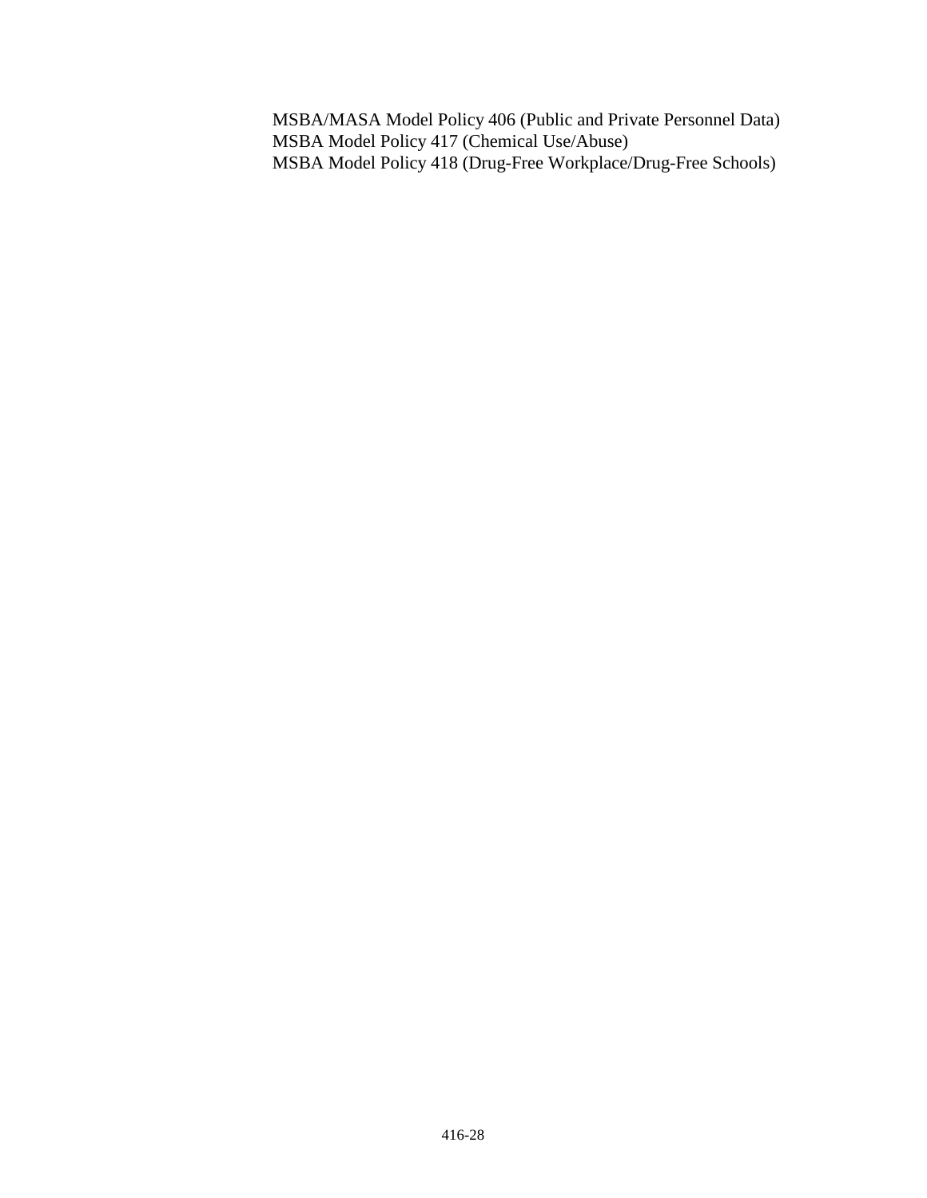MSBA/MASA Model Policy 406 (Public and Private Personnel Data)
MSBA Model Policy 417 (Chemical Use/Abuse)
MSBA Model Policy 418 (Drug-Free Workplace/Drug-Free Schools)